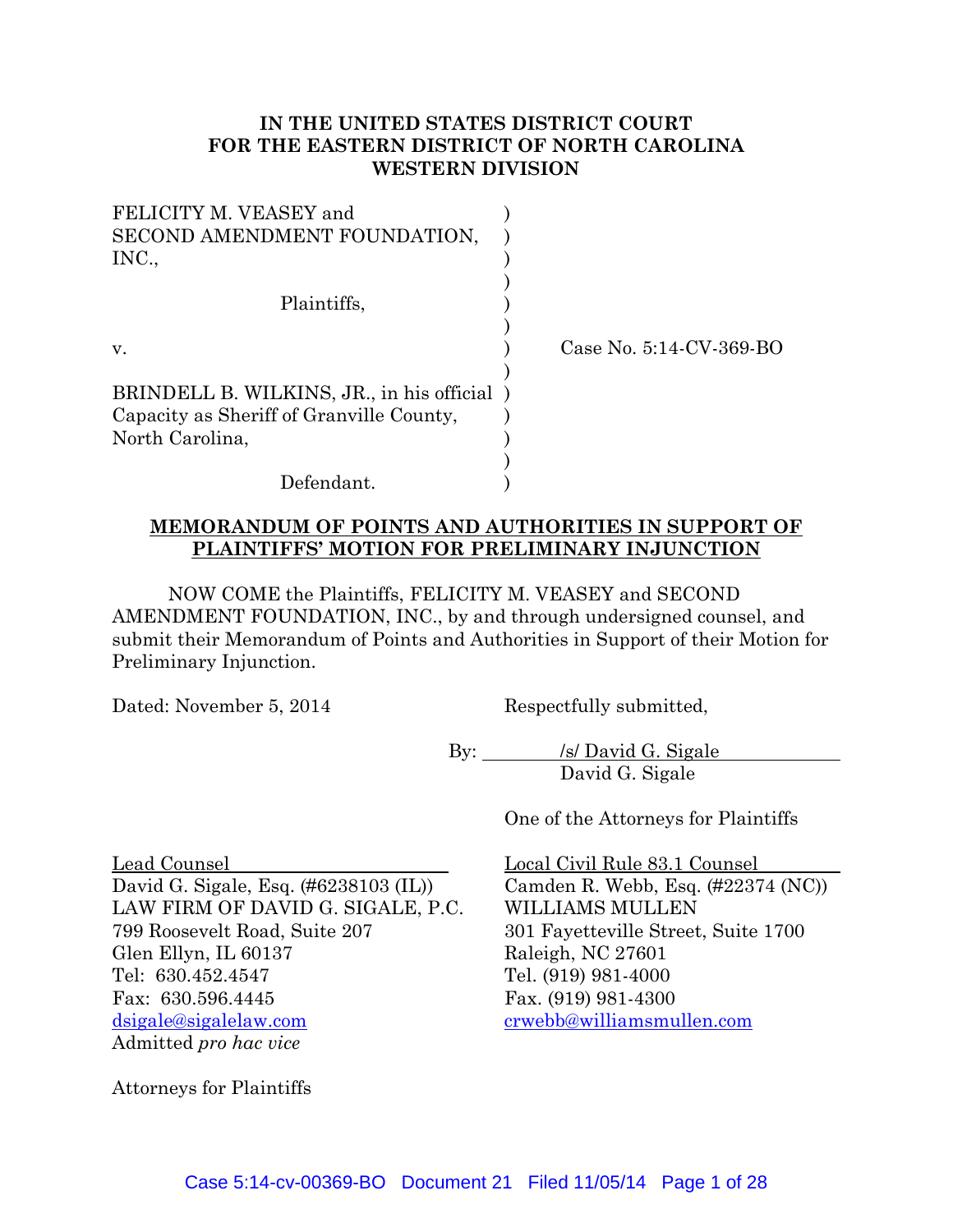**IN THE UNITED STATES DISTRICT COURT**
**FOR THE EASTERN DISTRICT OF NORTH CAROLINA**
**WESTERN DIVISION**

| | | |
|---|---|---|
| FELICITY M. VEASEY and SECOND AMENDMENT FOUNDATION, INC., | ) | |
| Plaintiffs, | ) | |
| v. | ) | Case No. 5:14-CV-369-BO |
| BRINDELL B. WILKINS, JR., in his official Capacity as Sheriff of Granville County, North Carolina, | ) | |
| Defendant. | ) | |

**MEMORANDUM OF POINTS AND AUTHORITIES IN SUPPORT OF PLAINTIFFS' MOTION FOR PRELIMINARY INJUNCTION**

NOW COME the Plaintiffs, FELICITY M. VEASEY and SECOND AMENDMENT FOUNDATION, INC., by and through undersigned counsel, and submit their Memorandum of Points and Authorities in Support of their Motion for Preliminary Injunction.

Dated: November 5, 2014

Respectfully submitted,

By: /s/ David G. Sigale
David G. Sigale

One of the Attorneys for Plaintiffs

Lead Counsel
David G. Sigale, Esq. (#6238103 (IL))
LAW FIRM OF DAVID G. SIGALE, P.C.
799 Roosevelt Road, Suite 207
Glen Ellyn, IL 60137
Tel: 630.452.4547
Fax: 630.596.4445
dsigale@sigalelaw.com
Admitted *pro hac vice*

Local Civil Rule 83.1 Counsel
Camden R. Webb, Esq. (#22374 (NC))
WILLIAMS MULLEN
301 Fayetteville Street, Suite 1700
Raleigh, NC 27601
Tel. (919) 981-4000
Fax. (919) 981-4300
crwebb@williamsmullen.com

Attorneys for Plaintiffs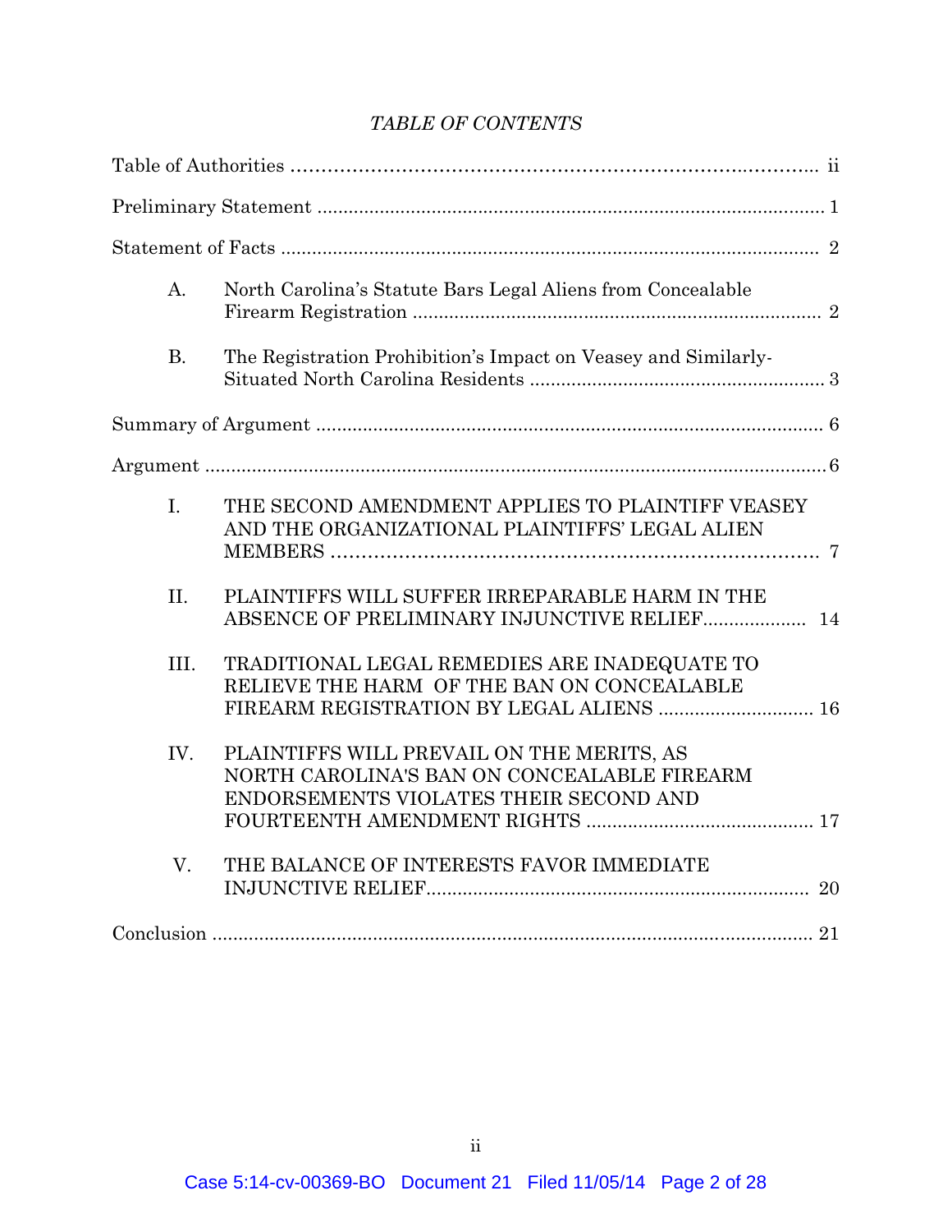*TABLE OF CONTENTS*

| | | |
|---|---|---|
| Table of Authorities | | ii |
| Preliminary Statement | | 1 |
| Statement of Facts | | 2 |
| A. | North Carolina's Statute Bars Legal Aliens from Concealable Firearm Registration | 2 |
| B. | The Registration Prohibition's Impact on Veasey and Similarly-Situated North Carolina Residents | 3 |
| Summary of Argument | | 6 |
| Argument | | 6 |
| I. | THE SECOND AMENDMENT APPLIES TO PLAINTIFF VEASEY AND THE ORGANIZATIONAL PLAINTIFFS' LEGAL ALIEN MEMBERS | 7 |
| II. | PLAINTIFFS WILL SUFFER IRREPARABLE HARM IN THE ABSENCE OF PRELIMINARY INJUNCTIVE RELIEF | 14 |
| III. | TRADITIONAL LEGAL REMEDIES ARE INADEQUATE TO RELIEVE THE HARM OF THE BAN ON CONCEALABLE FIREARM REGISTRATION BY LEGAL ALIENS | 16 |
| IV. | PLAINTIFFS WILL PREVAIL ON THE MERITS, AS NORTH CAROLINA'S BAN ON CONCEALABLE FIREARM ENDORSEMENTS VIOLATES THEIR SECOND AND FOURTEENTH AMENDMENT RIGHTS | 17 |
| V. | THE BALANCE OF INTERESTS FAVOR IMMEDIATE INJUNCTIVE RELIEF | 20 |
| Conclusion | | 21 |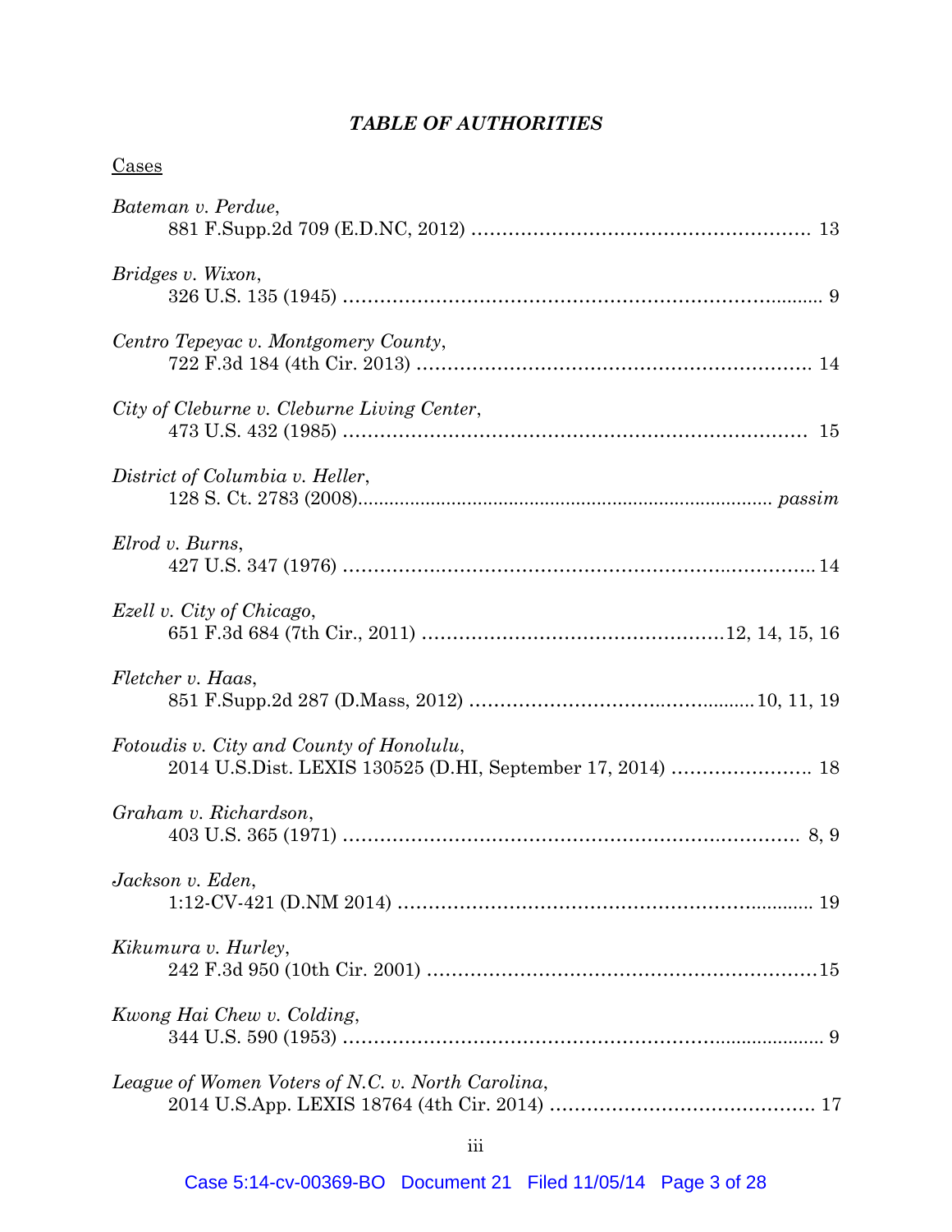## *TABLE OF AUTHORITIES*

Cases

*Bateman v. Perdue*,
881 F.Supp.2d 709 (E.D.NC, 2012) ........................................................ 13

*Bridges v. Wixon*,
326 U.S. 135 (1945) ........................................................................... 9

*Centro Tepeyac v. Montgomery County*,
722 F.3d 184 (4th Cir. 2013) ................................................................ 14

*City of Cleburne v. Cleburne Living Center*,
473 U.S. 432 (1985) ........................................................................... 15

*District of Columbia v. Heller*,
128 S. Ct. 2783 (2008)....................................................................... *passim*

*Elrod v. Burns*,
427 U.S. 347 (1976) ........................................................................... 14

*Ezell v. City of Chicago*,
651 F.3d 684 (7th Cir., 2011) ..................................................12, 14, 15, 16

*Fletcher v. Haas*,
851 F.Supp.2d 287 (D.Mass, 2012) ............................................10, 11, 19

*Fotoudis v. City and County of Honolulu*,
2014 U.S.Dist. LEXIS 130525 (D.HI, September 17, 2014) ...................... 18

*Graham v. Richardson*,
403 U.S. 365 (1971) ........................................................................... 8, 9

*Jackson v. Eden*,
1:12-CV-421 (D.NM 2014) .................................................................... 19

*Kikumura v. Hurley*,
242 F.3d 950 (10th Cir. 2001) ...............................................................15

*Kwong Hai Chew v. Colding*,
344 U.S. 590 (1953) ............................................................................. 9

*League of Women Voters of N.C. v. North Carolina*,
2014 U.S.App. LEXIS 18764 (4th Cir. 2014) ......................................... 17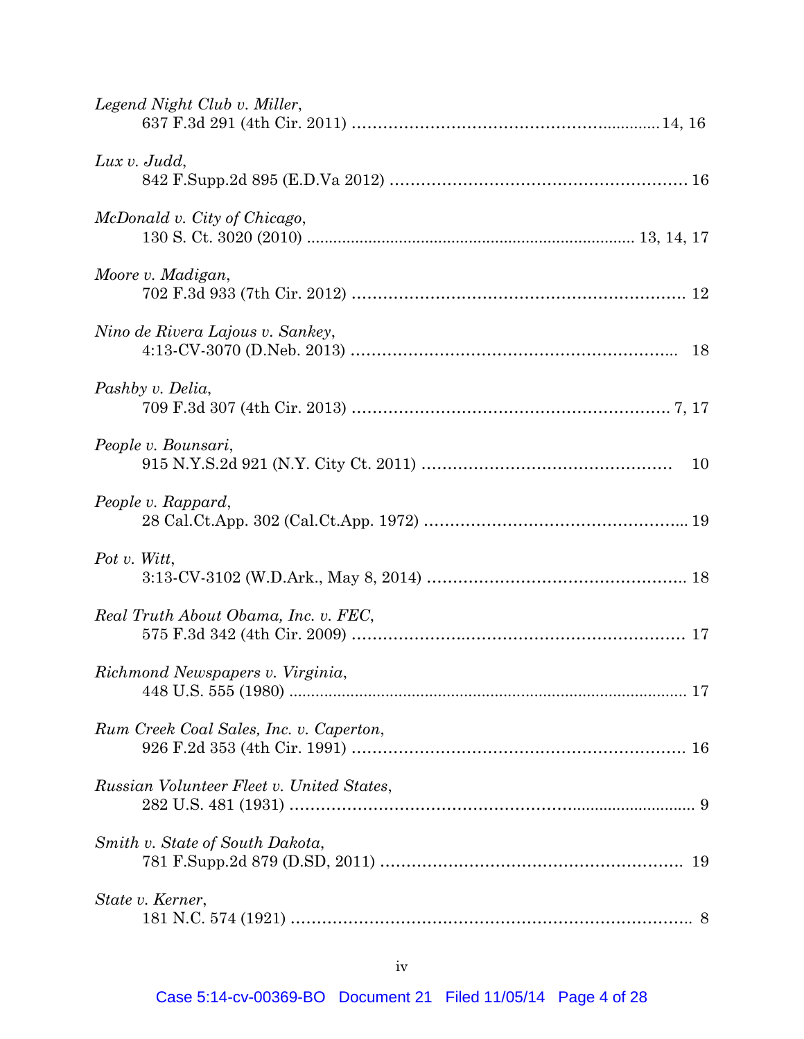*Legend Night Club v. Miller*,
637 F.3d 291 (4th Cir. 2011) .............................................................. 14, 16

*Lux v. Judd*,
842 F.Supp.2d 895 (E.D.Va 2012) ........................................................ 16

*McDonald v. City of Chicago*,
130 S. Ct. 3020 (2010) ......................................................................... 13, 14, 17

*Moore v. Madigan*,
702 F.3d 933 (7th Cir. 2012) ............................................................... 12

*Nino de Rivera Lajous v. Sankey*,
4:13-CV-3070 (D.Neb. 2013) ................................................................ 18

*Pashby v. Delia*,
709 F.3d 307 (4th Cir. 2013) ............................................................... 7, 17

*People v. Bounsari*,
915 N.Y.S.2d 921 (N.Y. City Ct. 2011) ................................................ 10

*People v. Rappard*,
28 Cal.Ct.App. 302 (Cal.Ct.App. 1972) ................................................ 19

*Pot v. Witt*,
3:13-CV-3102 (W.D.Ark., May 8, 2014) ................................................ 18

*Real Truth About Obama, Inc. v. FEC*,
575 F.3d 342 (4th Cir. 2009) ............................................................... 17

*Richmond Newspapers v. Virginia*,
448 U.S. 555 (1980) .............................................................................. 17

*Rum Creek Coal Sales, Inc. v. Caperton*,
926 F.2d 353 (4th Cir. 1991) ............................................................... 16

*Russian Volunteer Fleet v. United States*,
282 U.S. 481 (1931) .............................................................................. 9

*Smith v. State of South Dakota*,
781 F.Supp.2d 879 (D.SD, 2011) .......................................................... 19

*State v. Kerner*,
181 N.C. 574 (1921) .............................................................................. 8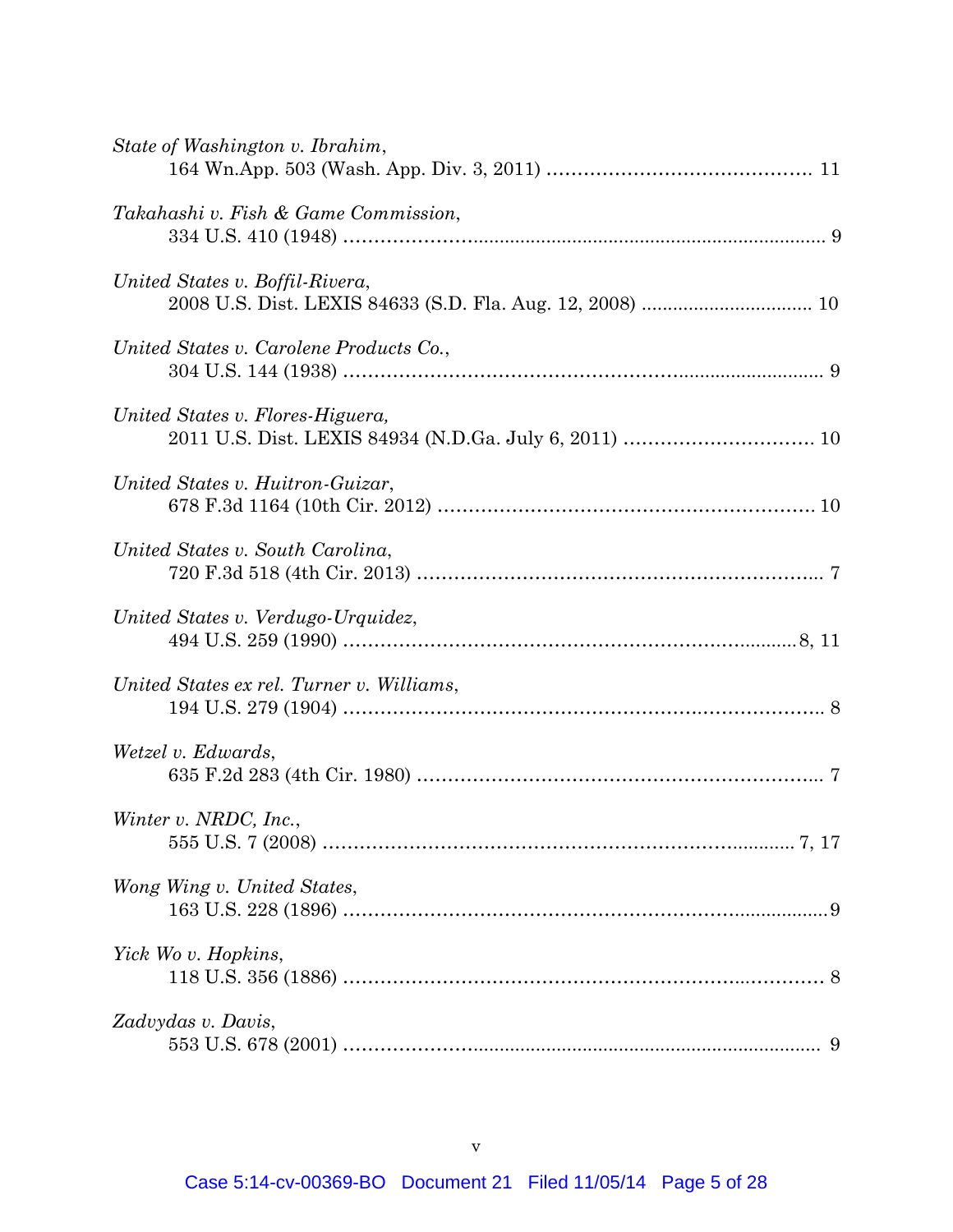*State of Washington v. Ibrahim*,
164 Wn.App. 503 (Wash. App. Div. 3, 2011) ........................................ 11

*Takahashi v. Fish & Game Commission*,
334 U.S. 410 (1948) ........................................................................................ 9

*United States v. Boffil-Rivera*,
2008 U.S. Dist. LEXIS 84633 (S.D. Fla. Aug. 12, 2008) ................................ 10

*United States v. Carolene Products Co.*,
304 U.S. 144 (1938) ........................................................................................ 9

*United States v. Flores-Higuera,*
2011 U.S. Dist. LEXIS 84934 (N.D.Ga. July 6, 2011) ................................ 10

*United States v. Huitron-Guizar*,
678 F.3d 1164 (10th Cir. 2012) ........................................................................ 10

*United States v. South Carolina*,
720 F.3d 518 (4th Cir. 2013) ............................................................................ 7

*United States v. Verdugo-Urquidez*,
494 U.S. 259 (1990) ................................................................................ 8, 11

*United States ex rel. Turner v. Williams*,
194 U.S. 279 (1904) ........................................................................................ 8

*Wetzel v. Edwards*,
635 F.2d 283 (4th Cir. 1980) ............................................................................ 7

*Winter v. NRDC, Inc.*,
555 U.S. 7 (2008) .................................................................................... 7, 17

*Wong Wing v. United States*,
163 U.S. 228 (1896) ........................................................................................ 9

*Yick Wo v. Hopkins*,
118 U.S. 356 (1886) ........................................................................................ 8

*Zadvydas v. Davis*,
553 U.S. 678 (2001) ........................................................................................ 9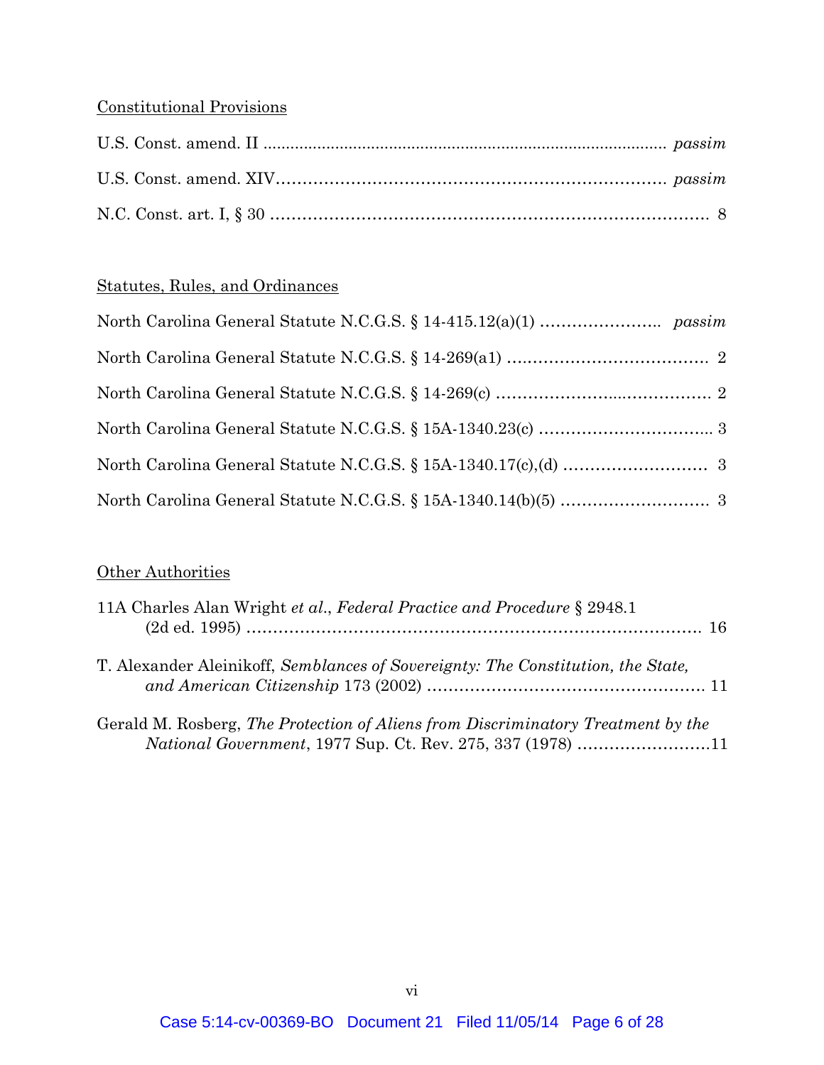Constitutional Provisions

U.S. Const. amend. II ........................................................................................ *passim*

U.S. Const. amend. XIV........................................................................ *passim*

N.C. Const. art. I, § 30 ....................................................................................... 8

Statutes, Rules, and Ordinances

North Carolina General Statute N.C.G.S. § 14-415.12(a)(1) ..................... *passim*

North Carolina General Statute N.C.G.S. § 14-269(a1) ..................................... 2

North Carolina General Statute N.C.G.S. § 14-269(c) ....................................... 2

North Carolina General Statute N.C.G.S. § 15A-1340.23(c) ............................... 3

North Carolina General Statute N.C.G.S. § 15A-1340.17(c),(d) ......................... 3

North Carolina General Statute N.C.G.S. § 15A-1340.14(b)(5) .......................... 3

Other Authorities

11A Charles Alan Wright *et al.*, *Federal Practice and Procedure* § 2948.1 (2d ed. 1995) ..................................................................................... 16

T. Alexander Aleinikoff, *Semblances of Sovereignty: The Constitution, the State, and American Citizenship* 173 (2002) ................................................... 11

Gerald M. Rosberg, *The Protection of Aliens from Discriminatory Treatment by the National Government*, 1977 Sup. Ct. Rev. 275, 337 (1978) .........................11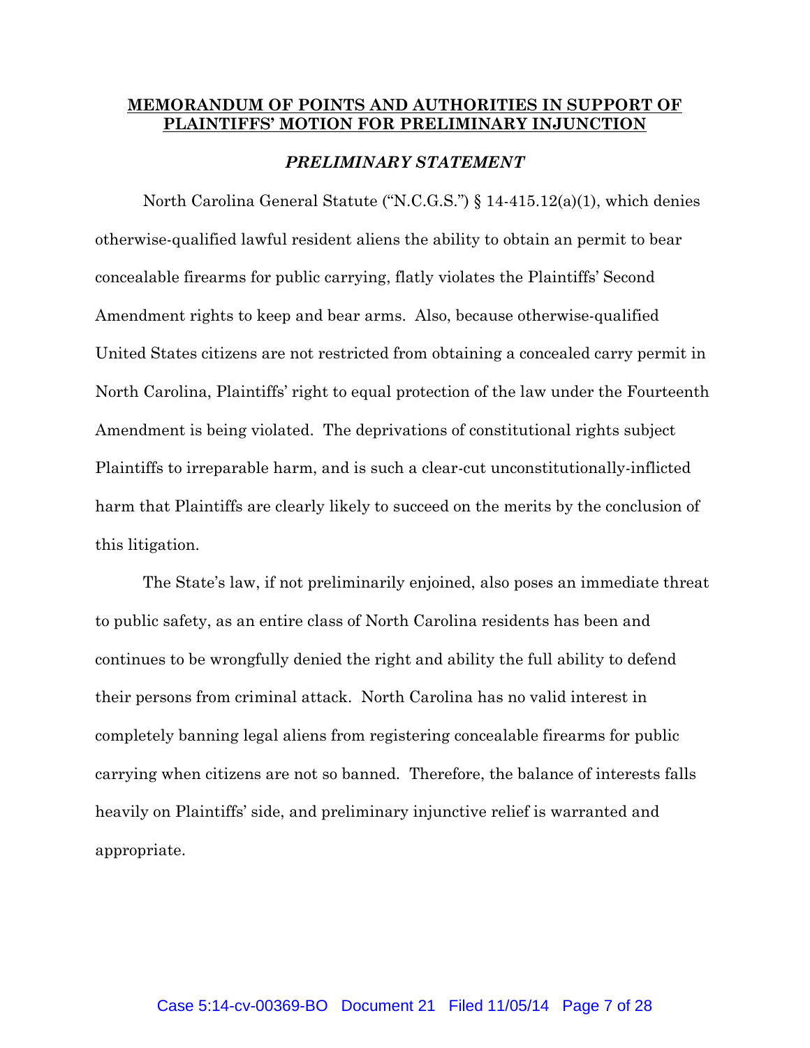**<u>MEMORANDUM OF POINTS AND AUTHORITIES IN SUPPORT OF PLAINTIFFS' MOTION FOR PRELIMINARY INJUNCTION</u>**

***PRELIMINARY STATEMENT***

North Carolina General Statute ("N.C.G.S.") § 14-415.12(a)(1), which denies otherwise-qualified lawful resident aliens the ability to obtain an permit to bear concealable firearms for public carrying, flatly violates the Plaintiffs' Second Amendment rights to keep and bear arms. Also, because otherwise-qualified United States citizens are not restricted from obtaining a concealed carry permit in North Carolina, Plaintiffs' right to equal protection of the law under the Fourteenth Amendment is being violated. The deprivations of constitutional rights subject Plaintiffs to irreparable harm, and is such a clear-cut unconstitutionally-inflicted harm that Plaintiffs are clearly likely to succeed on the merits by the conclusion of this litigation.

The State's law, if not preliminarily enjoined, also poses an immediate threat to public safety, as an entire class of North Carolina residents has been and continues to be wrongfully denied the right and ability the full ability to defend their persons from criminal attack. North Carolina has no valid interest in completely banning legal aliens from registering concealable firearms for public carrying when citizens are not so banned. Therefore, the balance of interests falls heavily on Plaintiffs' side, and preliminary injunctive relief is warranted and appropriate.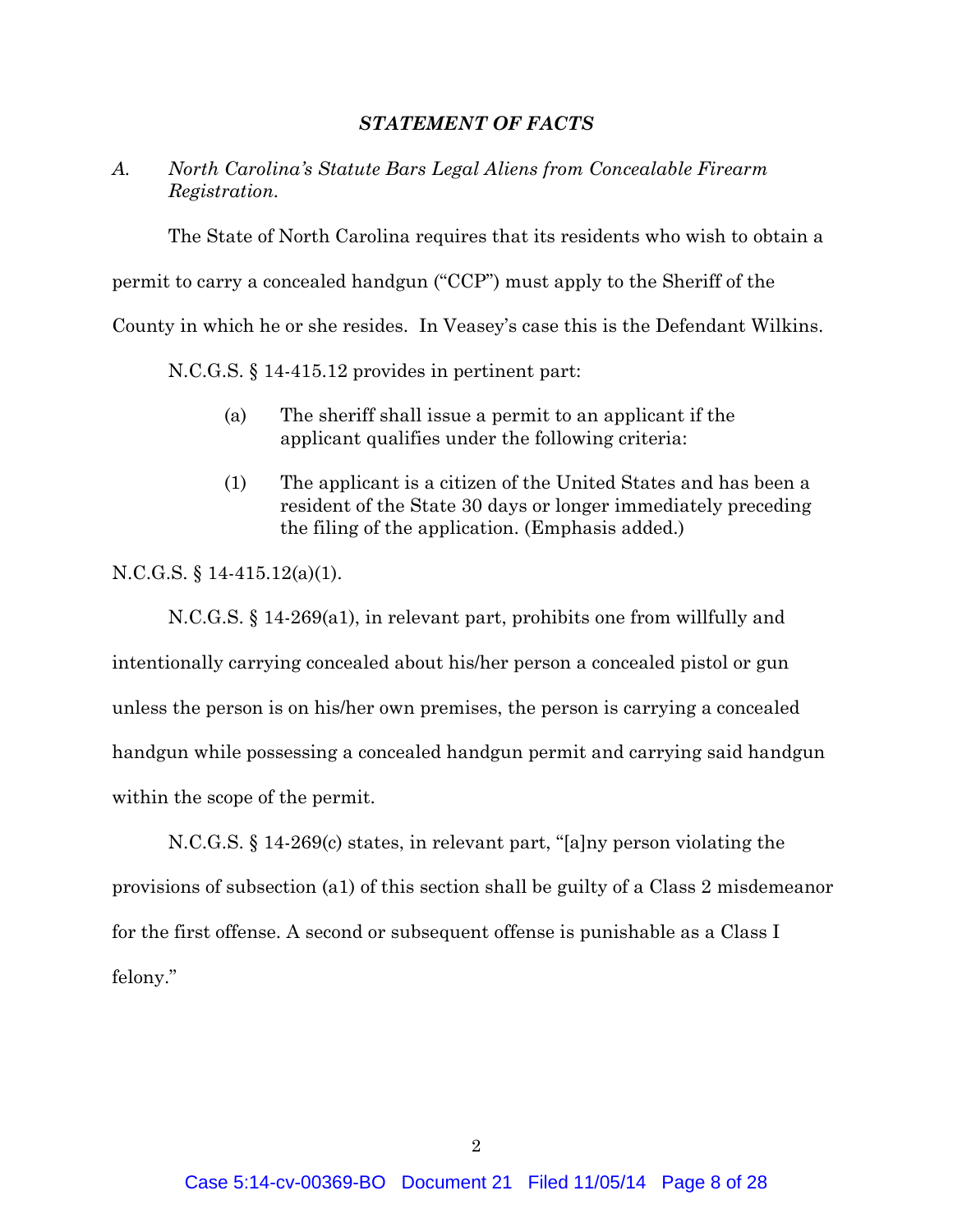## *STATEMENT OF FACTS*

### *A. North Carolina's Statute Bars Legal Aliens from Concealable Firearm Registration.*

The State of North Carolina requires that its residents who wish to obtain a permit to carry a concealed handgun ("CCP") must apply to the Sheriff of the County in which he or she resides. In Veasey's case this is the Defendant Wilkins.

N.C.G.S. § 14-415.12 provides in pertinent part:

> (a) The sheriff shall issue a permit to an applicant if the applicant qualifies under the following criteria:
>
> (1) The applicant is a citizen of the United States and has been a resident of the State 30 days or longer immediately preceding the filing of the application. (Emphasis added.)

N.C.G.S. § 14-415.12(a)(1).

N.C.G.S. § 14-269(a1), in relevant part, prohibits one from willfully and intentionally carrying concealed about his/her person a concealed pistol or gun unless the person is on his/her own premises, the person is carrying a concealed handgun while possessing a concealed handgun permit and carrying said handgun within the scope of the permit.

N.C.G.S. § 14-269(c) states, in relevant part, "[a]ny person violating the provisions of subsection (a1) of this section shall be guilty of a Class 2 misdemeanor for the first offense. A second or subsequent offense is punishable as a Class I felony."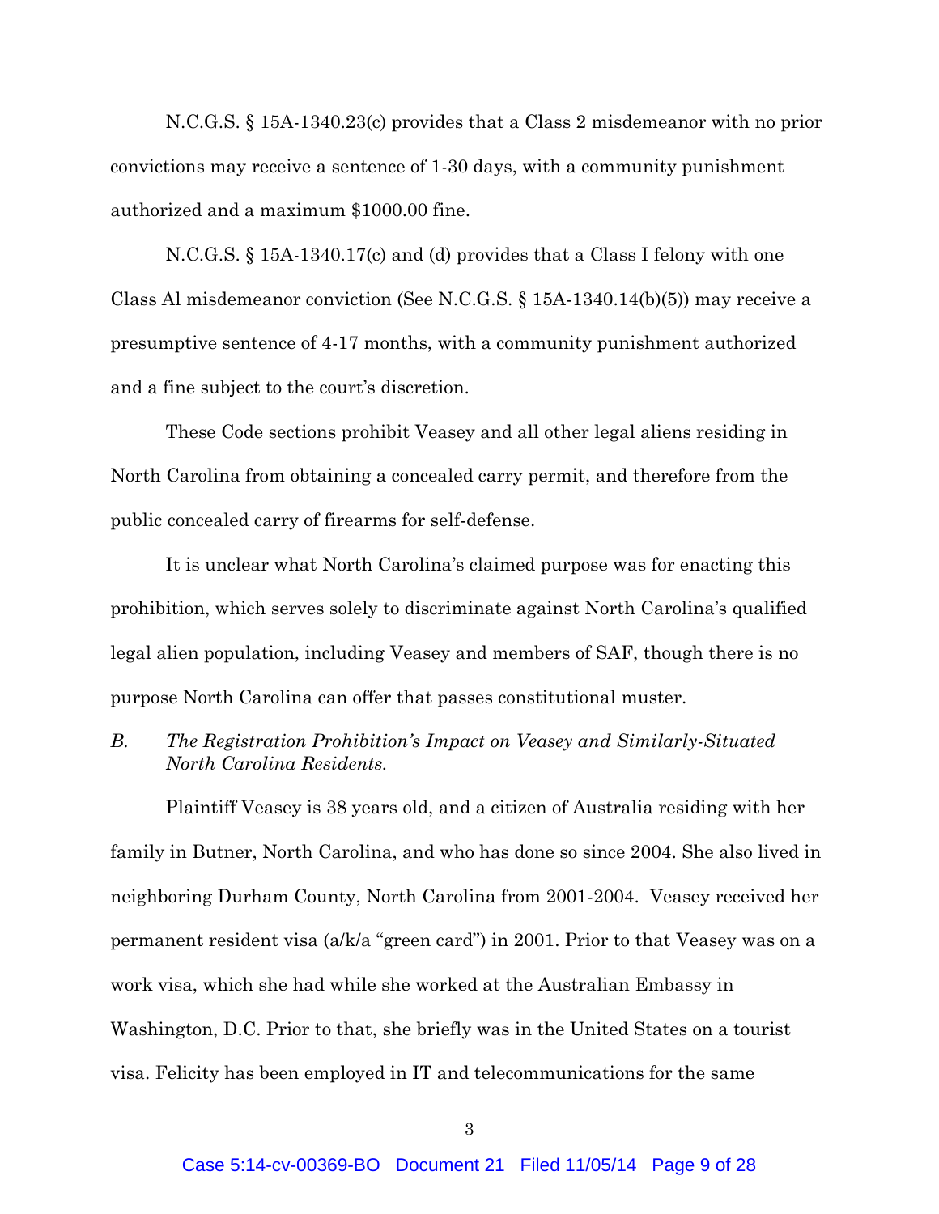N.C.G.S. § 15A-1340.23(c) provides that a Class 2 misdemeanor with no prior convictions may receive a sentence of 1-30 days, with a community punishment authorized and a maximum $1000.00 fine.

N.C.G.S. § 15A-1340.17(c) and (d) provides that a Class I felony with one Class Al misdemeanor conviction (See N.C.G.S. § 15A-1340.14(b)(5)) may receive a presumptive sentence of 4-17 months, with a community punishment authorized and a fine subject to the court's discretion.

These Code sections prohibit Veasey and all other legal aliens residing in North Carolina from obtaining a concealed carry permit, and therefore from the public concealed carry of firearms for self-defense.

It is unclear what North Carolina's claimed purpose was for enacting this prohibition, which serves solely to discriminate against North Carolina's qualified legal alien population, including Veasey and members of SAF, though there is no purpose North Carolina can offer that passes constitutional muster.

*B. The Registration Prohibition's Impact on Veasey and Similarly-Situated North Carolina Residents.*

Plaintiff Veasey is 38 years old, and a citizen of Australia residing with her family in Butner, North Carolina, and who has done so since 2004. She also lived in neighboring Durham County, North Carolina from 2001-2004. Veasey received her permanent resident visa (a/k/a "green card") in 2001. Prior to that Veasey was on a work visa, which she had while she worked at the Australian Embassy in Washington, D.C. Prior to that, she briefly was in the United States on a tourist visa. Felicity has been employed in IT and telecommunications for the same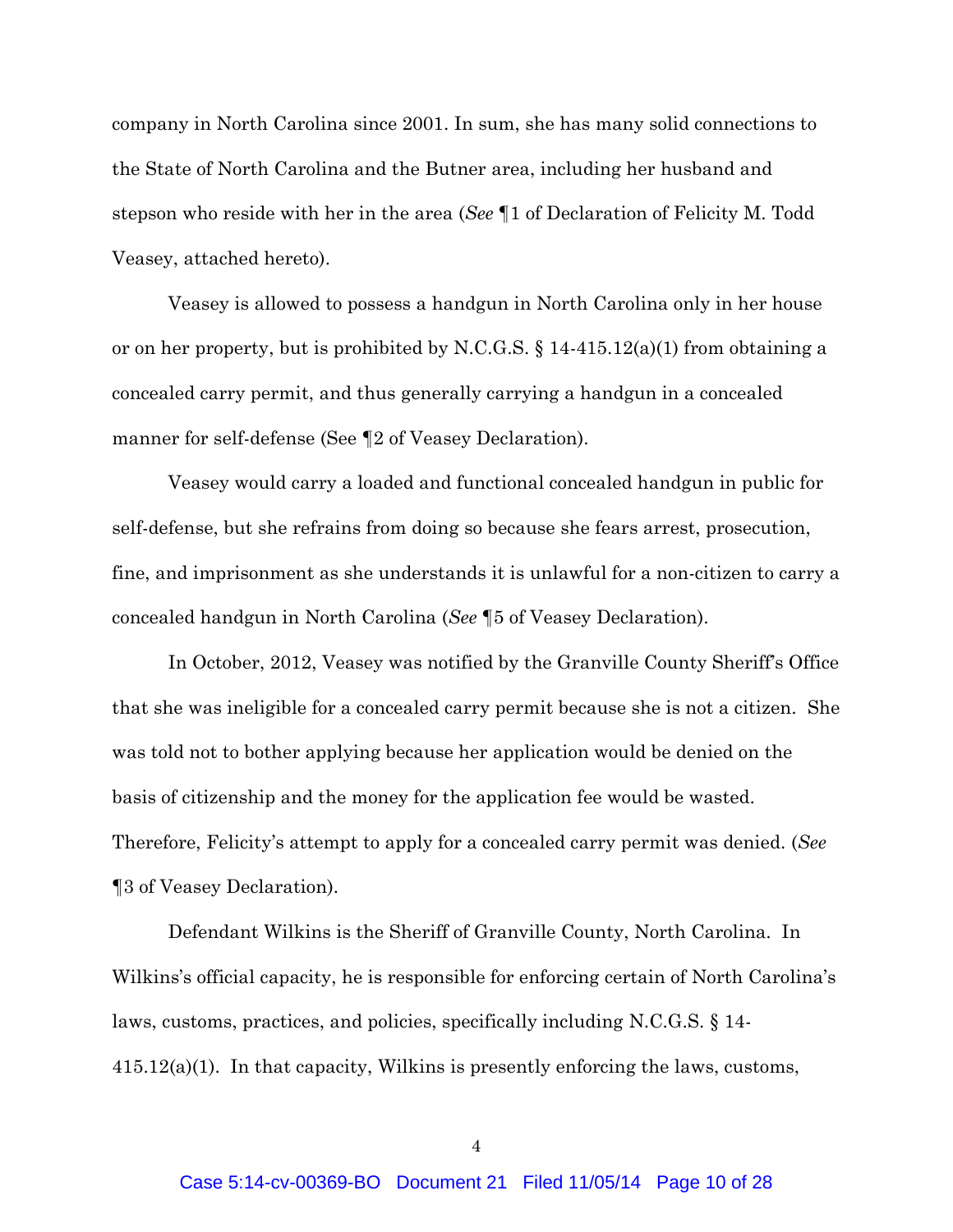company in North Carolina since 2001. In sum, she has many solid connections to the State of North Carolina and the Butner area, including her husband and stepson who reside with her in the area (*See* ¶1 of Declaration of Felicity M. Todd Veasey, attached hereto).

Veasey is allowed to possess a handgun in North Carolina only in her house or on her property, but is prohibited by N.C.G.S. § 14-415.12(a)(1) from obtaining a concealed carry permit, and thus generally carrying a handgun in a concealed manner for self-defense (See ¶2 of Veasey Declaration).

Veasey would carry a loaded and functional concealed handgun in public for self-defense, but she refrains from doing so because she fears arrest, prosecution, fine, and imprisonment as she understands it is unlawful for a non-citizen to carry a concealed handgun in North Carolina (*See* ¶5 of Veasey Declaration).

In October, 2012, Veasey was notified by the Granville County Sheriff's Office that she was ineligible for a concealed carry permit because she is not a citizen. She was told not to bother applying because her application would be denied on the basis of citizenship and the money for the application fee would be wasted. Therefore, Felicity's attempt to apply for a concealed carry permit was denied. (*See* ¶3 of Veasey Declaration).

Defendant Wilkins is the Sheriff of Granville County, North Carolina. In Wilkins's official capacity, he is responsible for enforcing certain of North Carolina's laws, customs, practices, and policies, specifically including N.C.G.S. § 14-415.12(a)(1). In that capacity, Wilkins is presently enforcing the laws, customs,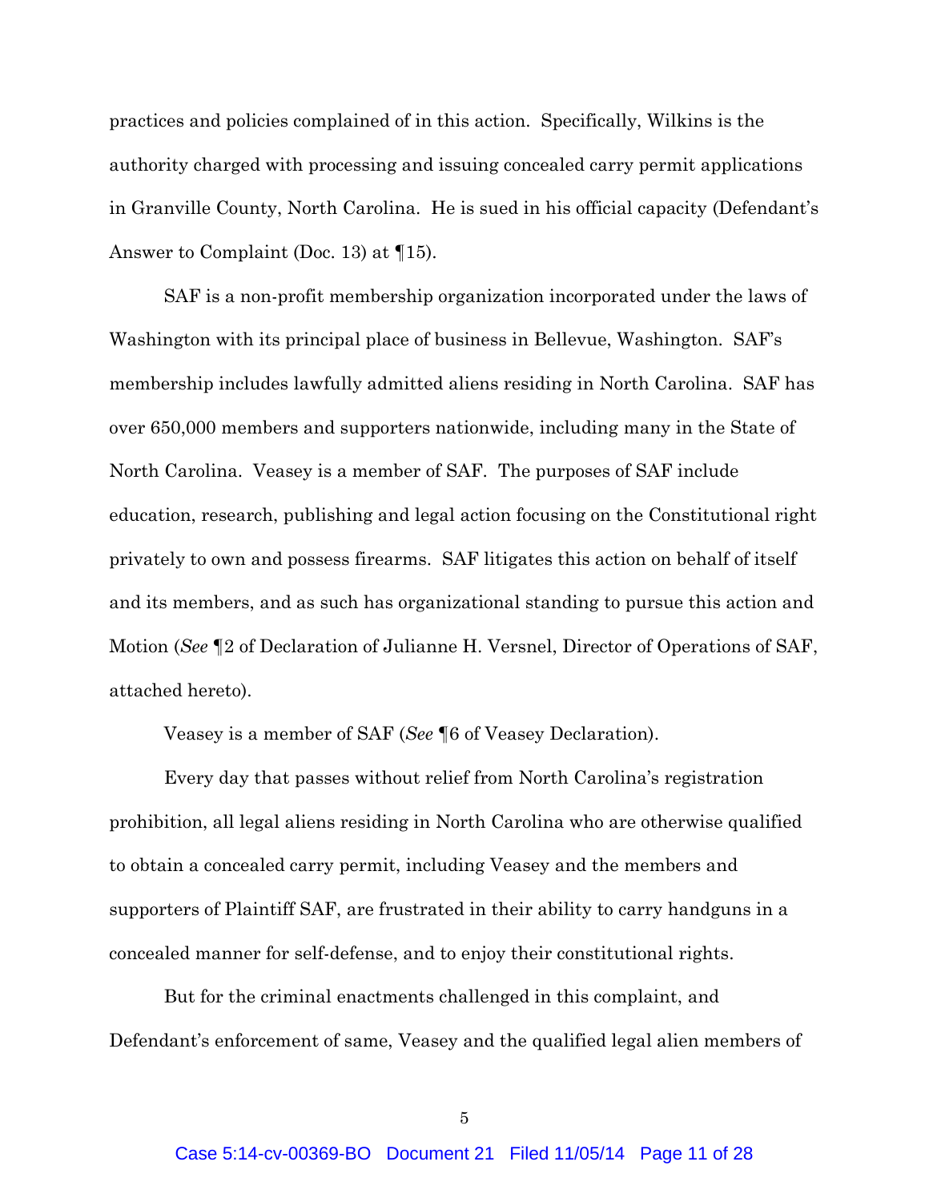practices and policies complained of in this action. Specifically, Wilkins is the authority charged with processing and issuing concealed carry permit applications in Granville County, North Carolina. He is sued in his official capacity (Defendant's Answer to Complaint (Doc. 13) at ¶15).

SAF is a non-profit membership organization incorporated under the laws of Washington with its principal place of business in Bellevue, Washington. SAF's membership includes lawfully admitted aliens residing in North Carolina. SAF has over 650,000 members and supporters nationwide, including many in the State of North Carolina. Veasey is a member of SAF. The purposes of SAF include education, research, publishing and legal action focusing on the Constitutional right privately to own and possess firearms. SAF litigates this action on behalf of itself and its members, and as such has organizational standing to pursue this action and Motion (*See* ¶2 of Declaration of Julianne H. Versnel, Director of Operations of SAF, attached hereto).

Veasey is a member of SAF (*See* ¶6 of Veasey Declaration).

Every day that passes without relief from North Carolina's registration prohibition, all legal aliens residing in North Carolina who are otherwise qualified to obtain a concealed carry permit, including Veasey and the members and supporters of Plaintiff SAF, are frustrated in their ability to carry handguns in a concealed manner for self-defense, and to enjoy their constitutional rights.

But for the criminal enactments challenged in this complaint, and Defendant's enforcement of same, Veasey and the qualified legal alien members of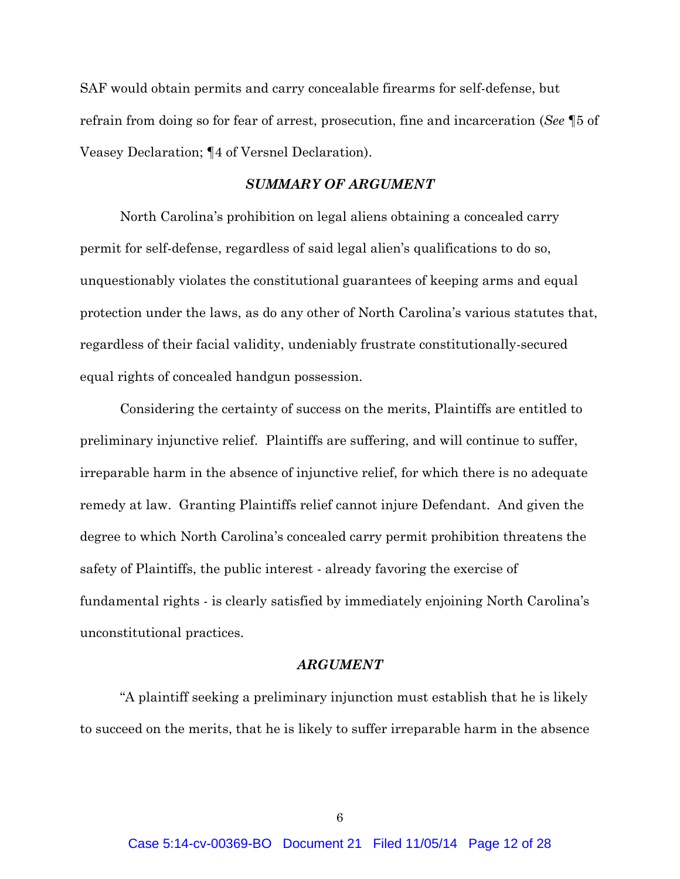SAF would obtain permits and carry concealable firearms for self-defense, but refrain from doing so for fear of arrest, prosecution, fine and incarceration (*See* ¶5 of Veasey Declaration; ¶4 of Versnel Declaration).

### ***SUMMARY OF ARGUMENT***

North Carolina's prohibition on legal aliens obtaining a concealed carry permit for self-defense, regardless of said legal alien's qualifications to do so, unquestionably violates the constitutional guarantees of keeping arms and equal protection under the laws, as do any other of North Carolina's various statutes that, regardless of their facial validity, undeniably frustrate constitutionally-secured equal rights of concealed handgun possession.

Considering the certainty of success on the merits, Plaintiffs are entitled to preliminary injunctive relief. Plaintiffs are suffering, and will continue to suffer, irreparable harm in the absence of injunctive relief, for which there is no adequate remedy at law. Granting Plaintiffs relief cannot injure Defendant. And given the degree to which North Carolina's concealed carry permit prohibition threatens the safety of Plaintiffs, the public interest - already favoring the exercise of fundamental rights - is clearly satisfied by immediately enjoining North Carolina's unconstitutional practices.

### ***ARGUMENT***

"A plaintiff seeking a preliminary injunction must establish that he is likely to succeed on the merits, that he is likely to suffer irreparable harm in the absence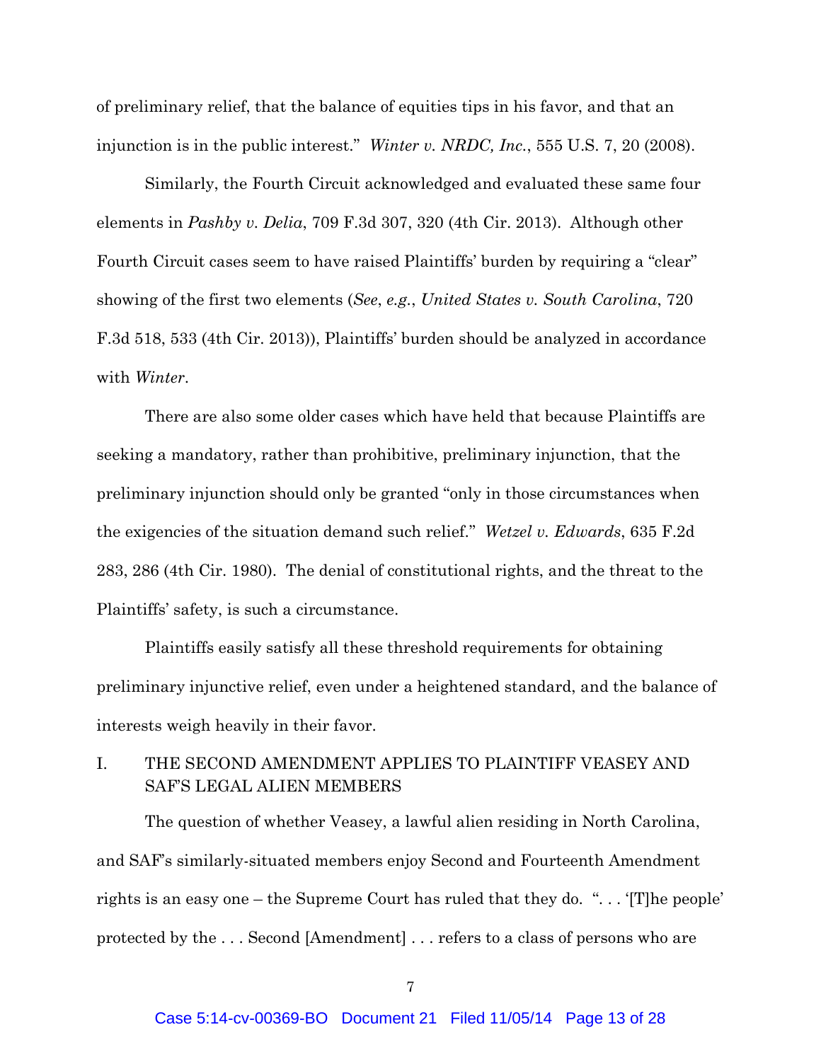of preliminary relief, that the balance of equities tips in his favor, and that an injunction is in the public interest." *Winter v. NRDC, Inc.*, 555 U.S. 7, 20 (2008).

Similarly, the Fourth Circuit acknowledged and evaluated these same four elements in *Pashby v. Delia*, 709 F.3d 307, 320 (4th Cir. 2013). Although other Fourth Circuit cases seem to have raised Plaintiffs' burden by requiring a "clear" showing of the first two elements (*See*, *e.g.*, *United States v. South Carolina*, 720 F.3d 518, 533 (4th Cir. 2013)), Plaintiffs' burden should be analyzed in accordance with *Winter*.

There are also some older cases which have held that because Plaintiffs are seeking a mandatory, rather than prohibitive, preliminary injunction, that the preliminary injunction should only be granted "only in those circumstances when the exigencies of the situation demand such relief." *Wetzel v. Edwards*, 635 F.2d 283, 286 (4th Cir. 1980). The denial of constitutional rights, and the threat to the Plaintiffs' safety, is such a circumstance.

Plaintiffs easily satisfy all these threshold requirements for obtaining preliminary injunctive relief, even under a heightened standard, and the balance of interests weigh heavily in their favor.

## I. THE SECOND AMENDMENT APPLIES TO PLAINTIFF VEASEY AND SAF'S LEGAL ALIEN MEMBERS

The question of whether Veasey, a lawful alien residing in North Carolina, and SAF's similarly-situated members enjoy Second and Fourteenth Amendment rights is an easy one – the Supreme Court has ruled that they do. ". . . '[T]he people' protected by the . . . Second [Amendment] . . . refers to a class of persons who are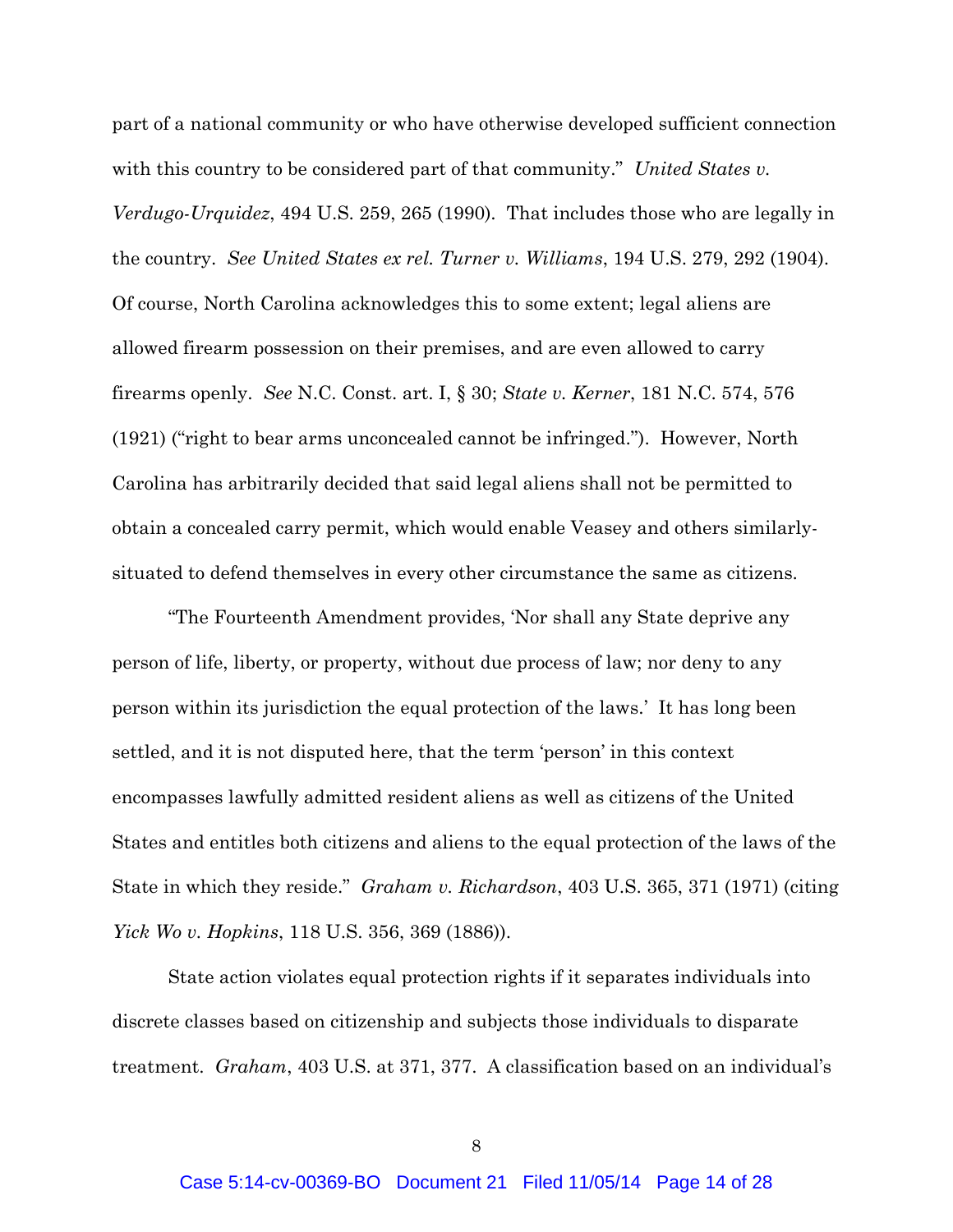part of a national community or who have otherwise developed sufficient connection with this country to be considered part of that community." *United States v. Verdugo-Urquidez*, 494 U.S. 259, 265 (1990). That includes those who are legally in the country. *See United States ex rel. Turner v. Williams*, 194 U.S. 279, 292 (1904). Of course, North Carolina acknowledges this to some extent; legal aliens are allowed firearm possession on their premises, and are even allowed to carry firearms openly. *See* N.C. Const. art. I, § 30; *State v. Kerner*, 181 N.C. 574, 576 (1921) ("right to bear arms unconcealed cannot be infringed."). However, North Carolina has arbitrarily decided that said legal aliens shall not be permitted to obtain a concealed carry permit, which would enable Veasey and others similarly-situated to defend themselves in every other circumstance the same as citizens.

"The Fourteenth Amendment provides, 'Nor shall any State deprive any person of life, liberty, or property, without due process of law; nor deny to any person within its jurisdiction the equal protection of the laws.' It has long been settled, and it is not disputed here, that the term 'person' in this context encompasses lawfully admitted resident aliens as well as citizens of the United States and entitles both citizens and aliens to the equal protection of the laws of the State in which they reside." *Graham v. Richardson*, 403 U.S. 365, 371 (1971) (citing *Yick Wo v. Hopkins*, 118 U.S. 356, 369 (1886)).

State action violates equal protection rights if it separates individuals into discrete classes based on citizenship and subjects those individuals to disparate treatment. *Graham*, 403 U.S. at 371, 377. A classification based on an individual's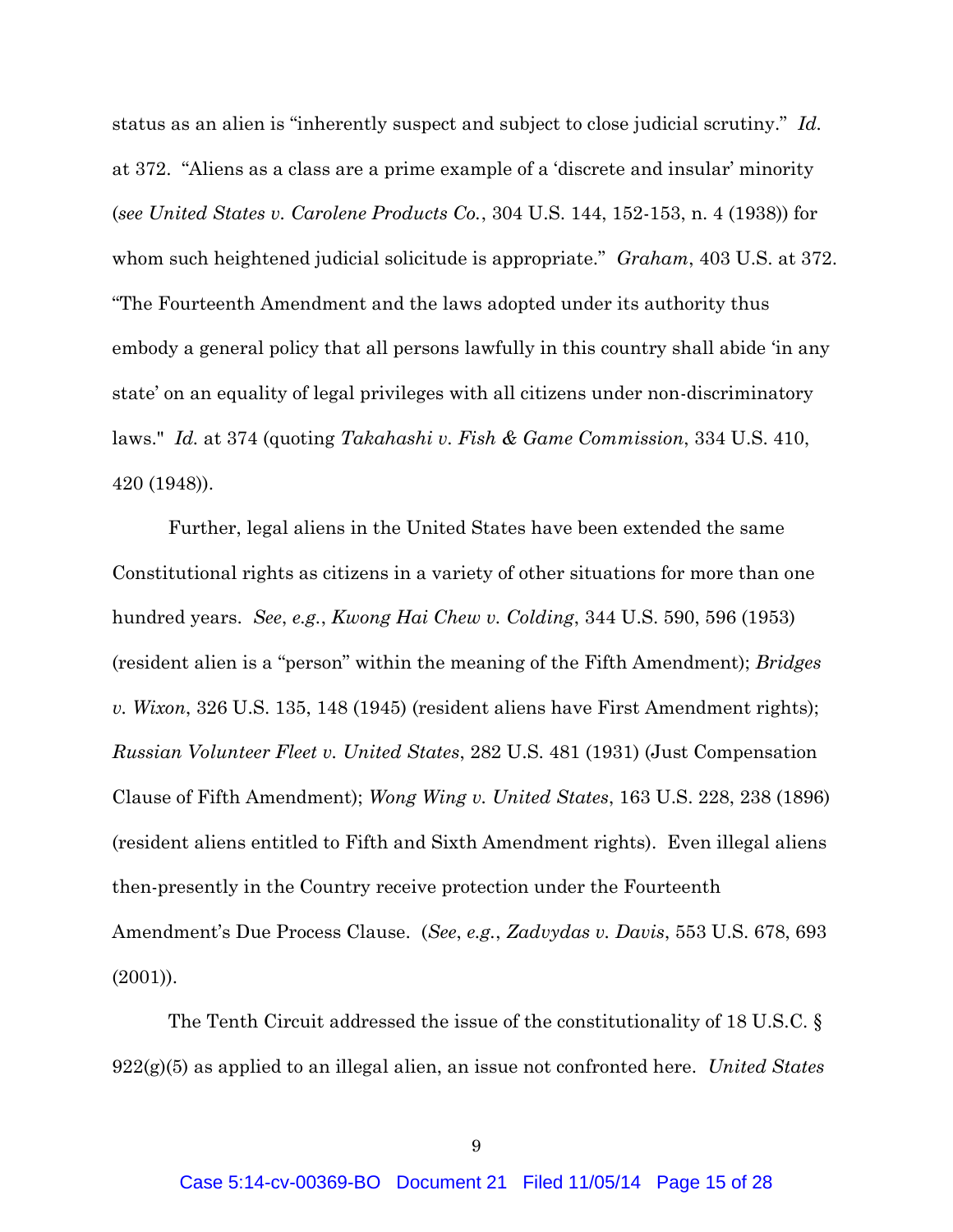status as an alien is "inherently suspect and subject to close judicial scrutiny." *Id.* at 372. "Aliens as a class are a prime example of a 'discrete and insular' minority (*see United States v. Carolene Products Co.*, 304 U.S. 144, 152-153, n. 4 (1938)) for whom such heightened judicial solicitude is appropriate." *Graham*, 403 U.S. at 372. "The Fourteenth Amendment and the laws adopted under its authority thus embody a general policy that all persons lawfully in this country shall abide 'in any state' on an equality of legal privileges with all citizens under non-discriminatory laws." *Id.* at 374 (quoting *Takahashi v. Fish & Game Commission*, 334 U.S. 410, 420 (1948)).

Further, legal aliens in the United States have been extended the same Constitutional rights as citizens in a variety of other situations for more than one hundred years. *See*, *e.g.*, *Kwong Hai Chew v. Colding*, 344 U.S. 590, 596 (1953) (resident alien is a "person" within the meaning of the Fifth Amendment); *Bridges v. Wixon*, 326 U.S. 135, 148 (1945) (resident aliens have First Amendment rights); *Russian Volunteer Fleet v. United States*, 282 U.S. 481 (1931) (Just Compensation Clause of Fifth Amendment); *Wong Wing v. United States*, 163 U.S. 228, 238 (1896) (resident aliens entitled to Fifth and Sixth Amendment rights). Even illegal aliens then-presently in the Country receive protection under the Fourteenth Amendment's Due Process Clause. (*See*, *e.g.*, *Zadvydas v. Davis*, 553 U.S. 678, 693 (2001)).

The Tenth Circuit addressed the issue of the constitutionality of 18 U.S.C. § 922(g)(5) as applied to an illegal alien, an issue not confronted here. *United States*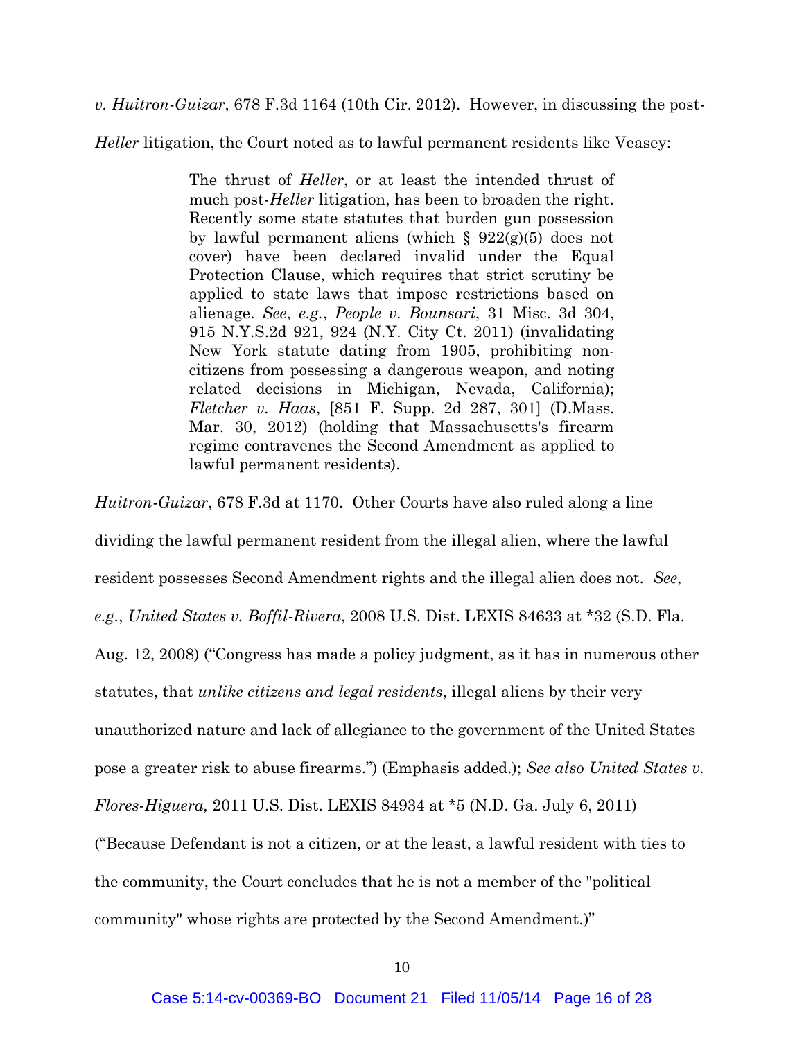*v. Huitron-Guizar*, 678 F.3d 1164 (10th Cir. 2012). However, in discussing the post-*Heller* litigation, the Court noted as to lawful permanent residents like Veasey:

> The thrust of *Heller*, or at least the intended thrust of much post-*Heller* litigation, has been to broaden the right. Recently some state statutes that burden gun possession by lawful permanent aliens (which § 922(g)(5) does not cover) have been declared invalid under the Equal Protection Clause, which requires that strict scrutiny be applied to state laws that impose restrictions based on alienage. *See*, *e.g.*, *People v. Bounsari*, 31 Misc. 3d 304, 915 N.Y.S.2d 921, 924 (N.Y. City Ct. 2011) (invalidating New York statute dating from 1905, prohibiting non-citizens from possessing a dangerous weapon, and noting related decisions in Michigan, Nevada, California); *Fletcher v. Haas*, [851 F. Supp. 2d 287, 301] (D.Mass. Mar. 30, 2012) (holding that Massachusetts's firearm regime contravenes the Second Amendment as applied to lawful permanent residents).

*Huitron-Guizar*, 678 F.3d at 1170. Other Courts have also ruled along a line dividing the lawful permanent resident from the illegal alien, where the lawful resident possesses Second Amendment rights and the illegal alien does not. *See*, *e.g.*, *United States v. Boffil-Rivera*, 2008 U.S. Dist. LEXIS 84633 at *32 (S.D. Fla. Aug. 12, 2008) ("Congress has made a policy judgment, as it has in numerous other statutes, that *unlike citizens and legal residents*, illegal aliens by their very unauthorized nature and lack of allegiance to the government of the United States pose a greater risk to abuse firearms.") (Emphasis added.); *See also United States v. Flores-Higuera,* 2011 U.S. Dist. LEXIS 84934 at *5 (N.D. Ga. July 6, 2011) ("Because Defendant is not a citizen, or at the least, a lawful resident with ties to the community, the Court concludes that he is not a member of the "political community" whose rights are protected by the Second Amendment.)"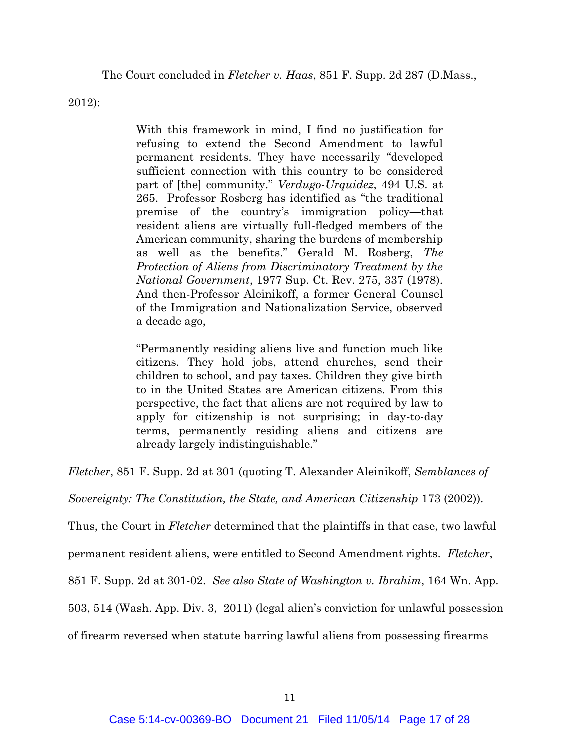The Court concluded in *Fletcher v. Haas*, 851 F. Supp. 2d 287 (D.Mass., 2012):

> With this framework in mind, I find no justification for refusing to extend the Second Amendment to lawful permanent residents. They have necessarily "developed sufficient connection with this country to be considered part of [the] community." *Verdugo-Urquidez*, 494 U.S. at 265. Professor Rosberg has identified as "the traditional premise of the country's immigration policy—that resident aliens are virtually full-fledged members of the American community, sharing the burdens of membership as well as the benefits." Gerald M. Rosberg, *The Protection of Aliens from Discriminatory Treatment by the National Government*, 1977 Sup. Ct. Rev. 275, 337 (1978). And then-Professor Aleinikoff, a former General Counsel of the Immigration and Nationalization Service, observed a decade ago,
>
> "Permanently residing aliens live and function much like citizens. They hold jobs, attend churches, send their children to school, and pay taxes. Children they give birth to in the United States are American citizens. From this perspective, the fact that aliens are not required by law to apply for citizenship is not surprising; in day-to-day terms, permanently residing aliens and citizens are already largely indistinguishable."

*Fletcher*, 851 F. Supp. 2d at 301 (quoting T. Alexander Aleinikoff, *Semblances of Sovereignty: The Constitution, the State, and American Citizenship* 173 (2002)). Thus, the Court in *Fletcher* determined that the plaintiffs in that case, two lawful permanent resident aliens, were entitled to Second Amendment rights. *Fletcher*, 851 F. Supp. 2d at 301-02. *See also State of Washington v. Ibrahim*, 164 Wn. App. 503, 514 (Wash. App. Div. 3, 2011) (legal alien's conviction for unlawful possession of firearm reversed when statute barring lawful aliens from possessing firearms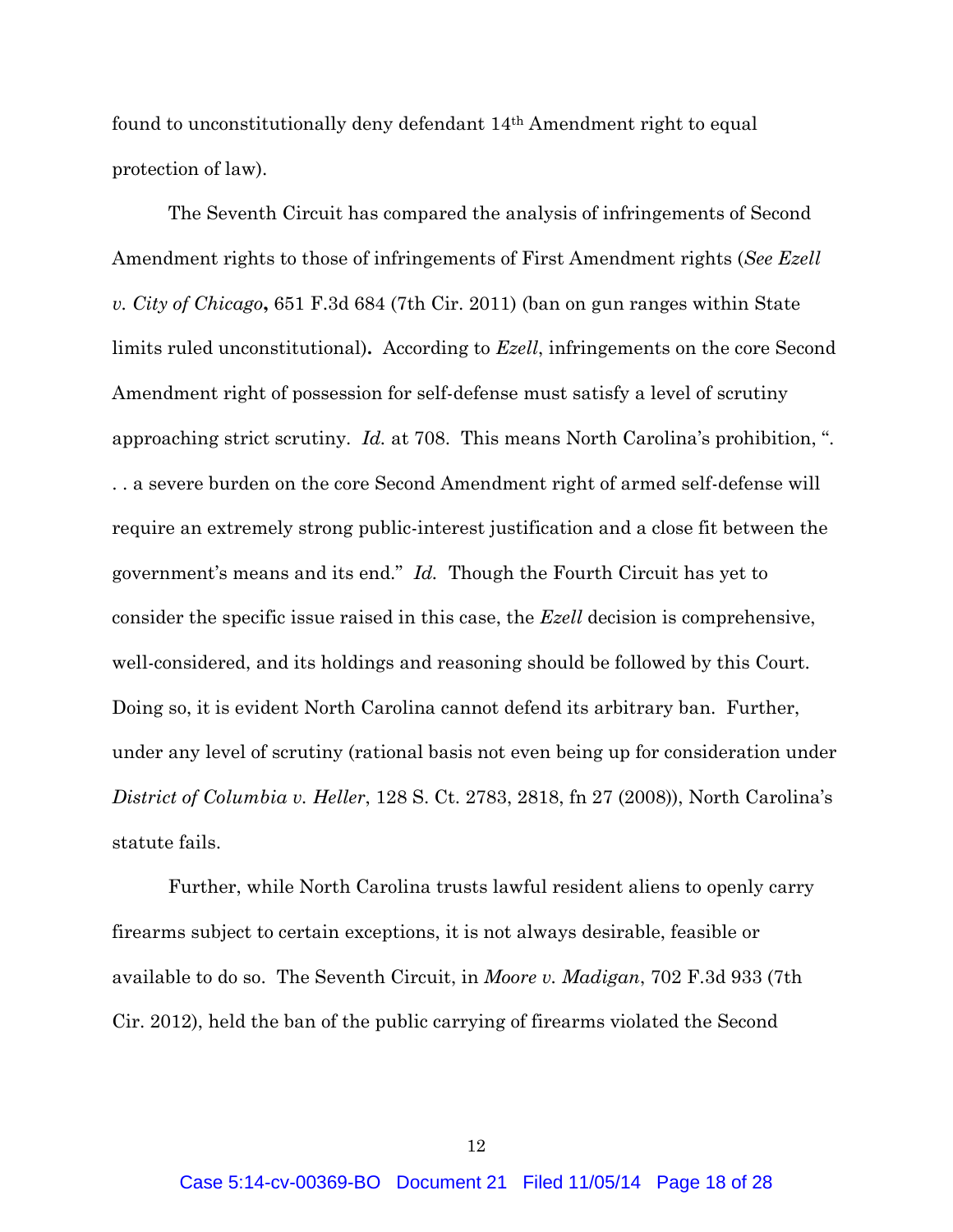found to unconstitutionally deny defendant 14th Amendment right to equal protection of law).

The Seventh Circuit has compared the analysis of infringements of Second Amendment rights to those of infringements of First Amendment rights (*See Ezell v. City of Chicago***,** 651 F.3d 684 (7th Cir. 2011) (ban on gun ranges within State limits ruled unconstitutional)**.** According to *Ezell*, infringements on the core Second Amendment right of possession for self-defense must satisfy a level of scrutiny approaching strict scrutiny. *Id.* at 708. This means North Carolina's prohibition, ". . . a severe burden on the core Second Amendment right of armed self-defense will require an extremely strong public-interest justification and a close fit between the government's means and its end." *Id.* Though the Fourth Circuit has yet to consider the specific issue raised in this case, the *Ezell* decision is comprehensive, well-considered, and its holdings and reasoning should be followed by this Court. Doing so, it is evident North Carolina cannot defend its arbitrary ban. Further, under any level of scrutiny (rational basis not even being up for consideration under *District of Columbia v. Heller*, 128 S. Ct. 2783, 2818, fn 27 (2008)), North Carolina's statute fails.

Further, while North Carolina trusts lawful resident aliens to openly carry firearms subject to certain exceptions, it is not always desirable, feasible or available to do so. The Seventh Circuit, in *Moore v. Madigan*, 702 F.3d 933 (7th Cir. 2012), held the ban of the public carrying of firearms violated the Second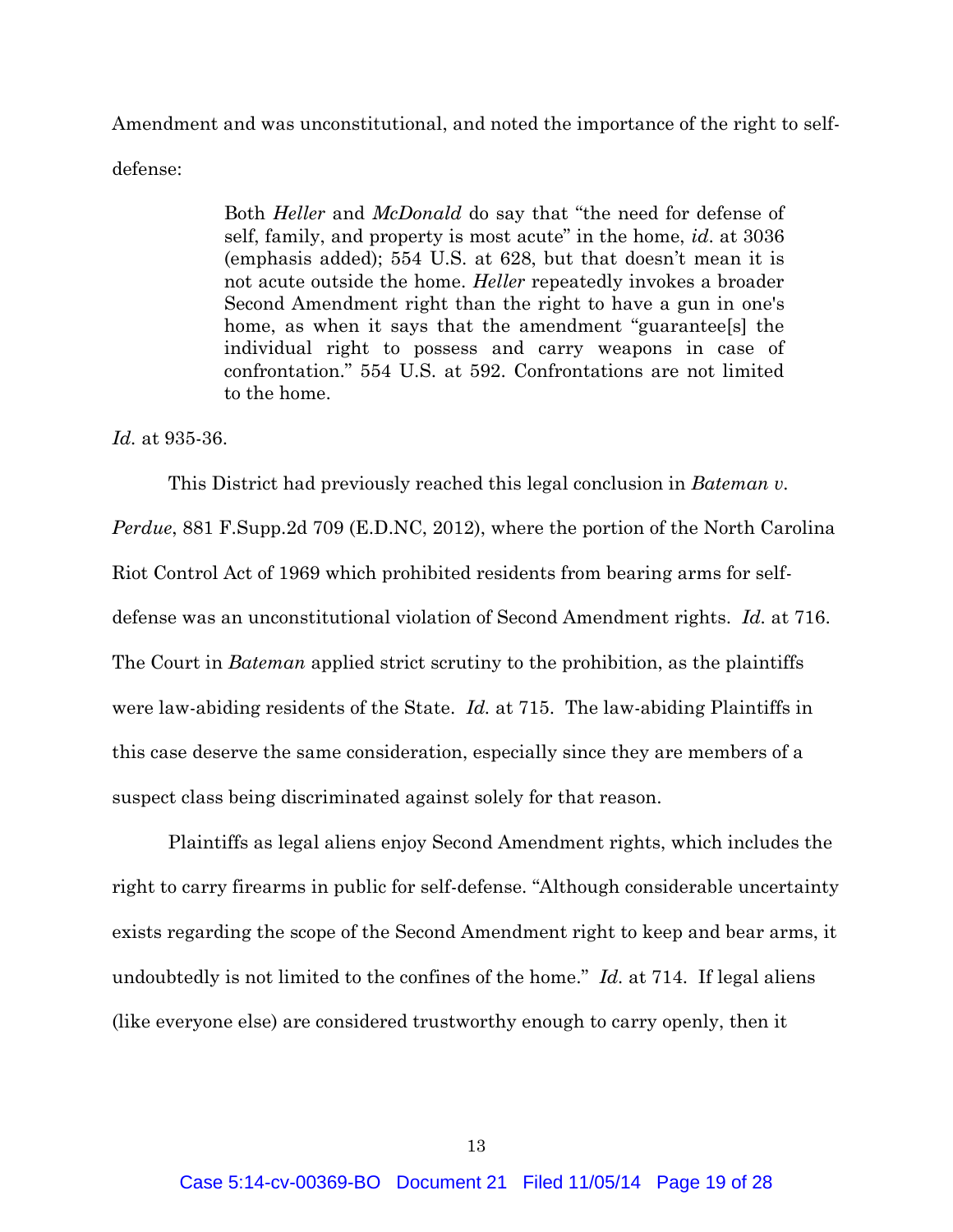Amendment and was unconstitutional, and noted the importance of the right to self-defense:

> Both *Heller* and *McDonald* do say that "the need for defense of self, family, and property is most acute" in the home, *id*. at 3036 (emphasis added); 554 U.S. at 628, but that doesn't mean it is not acute outside the home. *Heller* repeatedly invokes a broader Second Amendment right than the right to have a gun in one's home, as when it says that the amendment "guarantee[s] the individual right to possess and carry weapons in case of confrontation." 554 U.S. at 592. Confrontations are not limited to the home.

*Id*. at 935-36.

This District had previously reached this legal conclusion in *Bateman v. Perdue*, 881 F.Supp.2d 709 (E.D.NC, 2012), where the portion of the North Carolina Riot Control Act of 1969 which prohibited residents from bearing arms for self-defense was an unconstitutional violation of Second Amendment rights. *Id.* at 716. The Court in *Bateman* applied strict scrutiny to the prohibition, as the plaintiffs were law-abiding residents of the State. *Id.* at 715. The law-abiding Plaintiffs in this case deserve the same consideration, especially since they are members of a suspect class being discriminated against solely for that reason.

Plaintiffs as legal aliens enjoy Second Amendment rights, which includes the right to carry firearms in public for self-defense. "Although considerable uncertainty exists regarding the scope of the Second Amendment right to keep and bear arms, it undoubtedly is not limited to the confines of the home." *Id.* at 714. If legal aliens (like everyone else) are considered trustworthy enough to carry openly, then it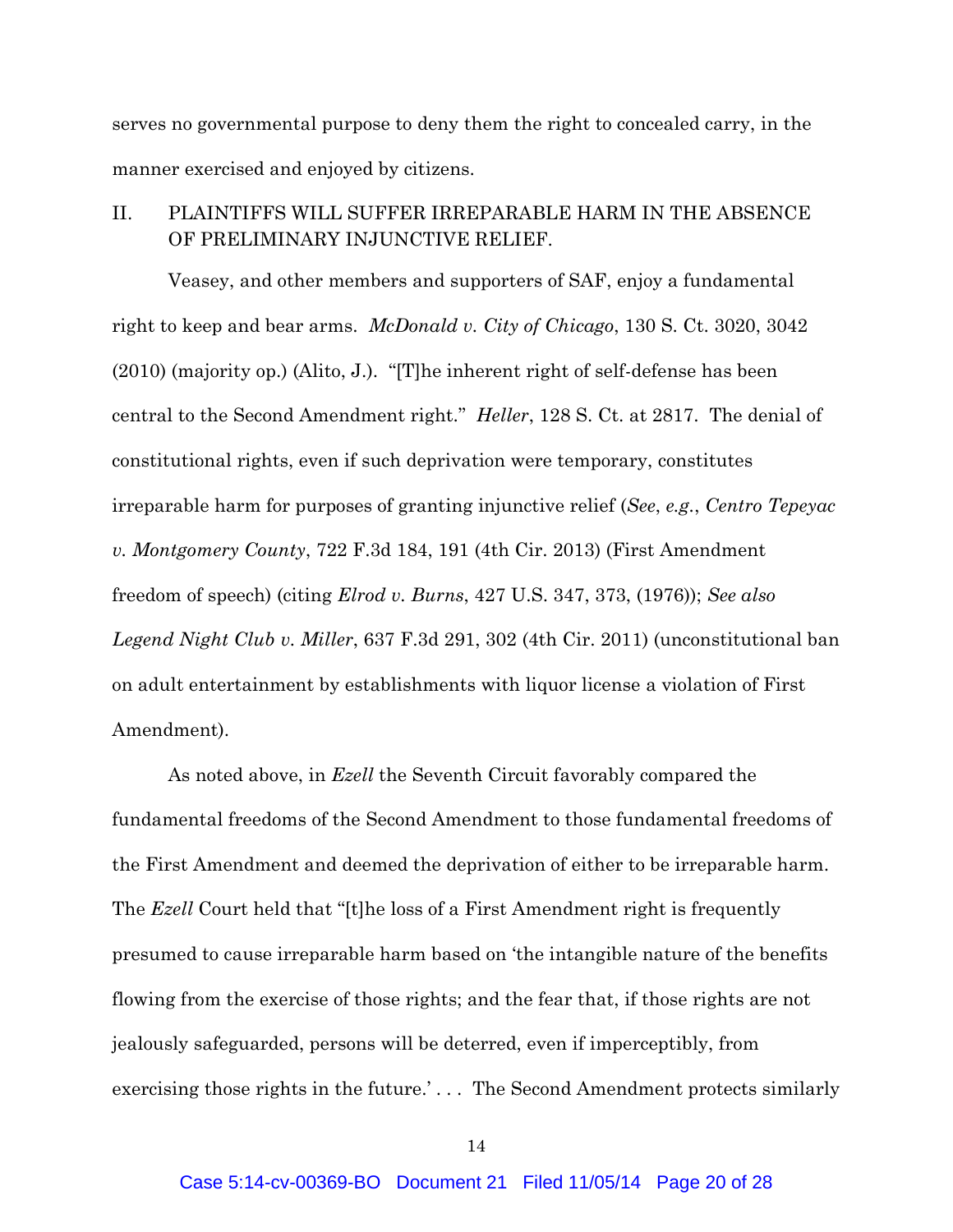serves no governmental purpose to deny them the right to concealed carry, in the manner exercised and enjoyed by citizens.

## II. PLAINTIFFS WILL SUFFER IRREPARABLE HARM IN THE ABSENCE OF PRELIMINARY INJUNCTIVE RELIEF.

Veasey, and other members and supporters of SAF, enjoy a fundamental right to keep and bear arms. *McDonald v. City of Chicago*, 130 S. Ct. 3020, 3042 (2010) (majority op.) (Alito, J.). "[T]he inherent right of self-defense has been central to the Second Amendment right." *Heller*, 128 S. Ct. at 2817. The denial of constitutional rights, even if such deprivation were temporary, constitutes irreparable harm for purposes of granting injunctive relief (*See*, *e.g.*, *Centro Tepeyac v. Montgomery County*, 722 F.3d 184, 191 (4th Cir. 2013) (First Amendment freedom of speech) (citing *Elrod v. Burns*, 427 U.S. 347, 373, (1976)); *See also Legend Night Club v. Miller*, 637 F.3d 291, 302 (4th Cir. 2011) (unconstitutional ban on adult entertainment by establishments with liquor license a violation of First Amendment).

As noted above, in *Ezell* the Seventh Circuit favorably compared the fundamental freedoms of the Second Amendment to those fundamental freedoms of the First Amendment and deemed the deprivation of either to be irreparable harm. The *Ezell* Court held that "[t]he loss of a First Amendment right is frequently presumed to cause irreparable harm based on 'the intangible nature of the benefits flowing from the exercise of those rights; and the fear that, if those rights are not jealously safeguarded, persons will be deterred, even if imperceptibly, from exercising those rights in the future.' . . . The Second Amendment protects similarly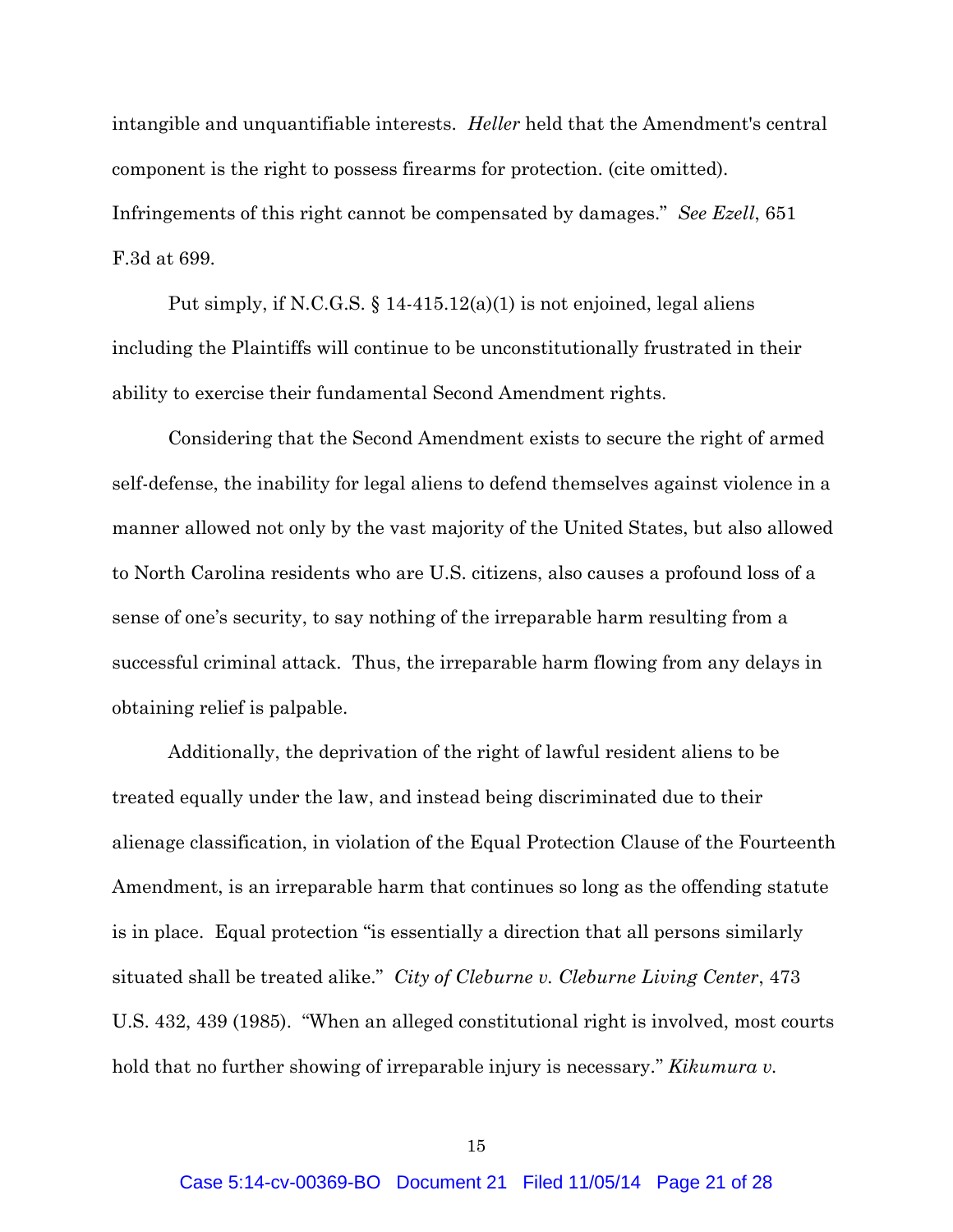intangible and unquantifiable interests. *Heller* held that the Amendment's central component is the right to possess firearms for protection. (cite omitted). Infringements of this right cannot be compensated by damages." *See Ezell*, 651 F.3d at 699.

Put simply, if N.C.G.S. § 14-415.12(a)(1) is not enjoined, legal aliens including the Plaintiffs will continue to be unconstitutionally frustrated in their ability to exercise their fundamental Second Amendment rights.

Considering that the Second Amendment exists to secure the right of armed self-defense, the inability for legal aliens to defend themselves against violence in a manner allowed not only by the vast majority of the United States, but also allowed to North Carolina residents who are U.S. citizens, also causes a profound loss of a sense of one's security, to say nothing of the irreparable harm resulting from a successful criminal attack. Thus, the irreparable harm flowing from any delays in obtaining relief is palpable.

Additionally, the deprivation of the right of lawful resident aliens to be treated equally under the law, and instead being discriminated due to their alienage classification, in violation of the Equal Protection Clause of the Fourteenth Amendment, is an irreparable harm that continues so long as the offending statute is in place. Equal protection "is essentially a direction that all persons similarly situated shall be treated alike." *City of Cleburne v. Cleburne Living Center*, 473 U.S. 432, 439 (1985). "When an alleged constitutional right is involved, most courts hold that no further showing of irreparable injury is necessary." *Kikumura v.*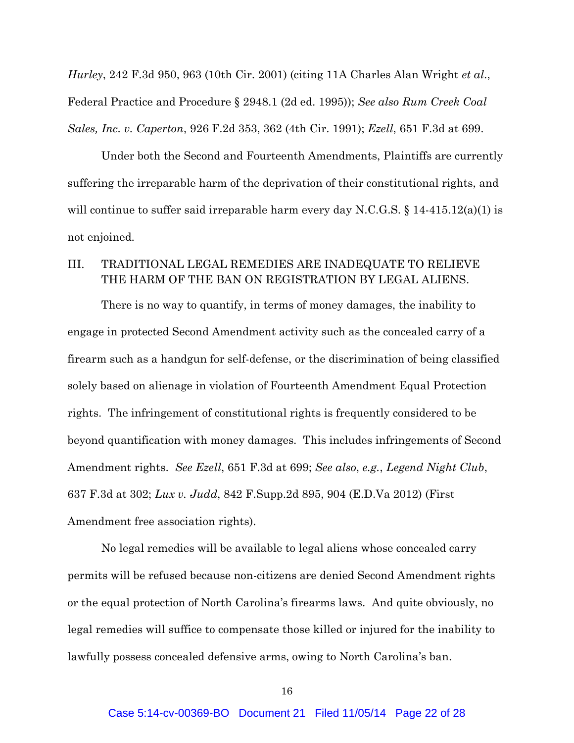*Hurley*, 242 F.3d 950, 963 (10th Cir. 2001) (citing 11A Charles Alan Wright *et al*., Federal Practice and Procedure § 2948.1 (2d ed. 1995)); *See also Rum Creek Coal Sales, Inc. v. Caperton*, 926 F.2d 353, 362 (4th Cir. 1991); *Ezell*, 651 F.3d at 699.

Under both the Second and Fourteenth Amendments, Plaintiffs are currently suffering the irreparable harm of the deprivation of their constitutional rights, and will continue to suffer said irreparable harm every day N.C.G.S. § 14-415.12(a)(1) is not enjoined.

## III. TRADITIONAL LEGAL REMEDIES ARE INADEQUATE TO RELIEVE THE HARM OF THE BAN ON REGISTRATION BY LEGAL ALIENS.

There is no way to quantify, in terms of money damages, the inability to engage in protected Second Amendment activity such as the concealed carry of a firearm such as a handgun for self-defense, or the discrimination of being classified solely based on alienage in violation of Fourteenth Amendment Equal Protection rights. The infringement of constitutional rights is frequently considered to be beyond quantification with money damages. This includes infringements of Second Amendment rights. *See Ezell*, 651 F.3d at 699; *See also*, *e.g.*, *Legend Night Club*, 637 F.3d at 302; *Lux v. Judd*, 842 F.Supp.2d 895, 904 (E.D.Va 2012) (First Amendment free association rights).

No legal remedies will be available to legal aliens whose concealed carry permits will be refused because non-citizens are denied Second Amendment rights or the equal protection of North Carolina's firearms laws. And quite obviously, no legal remedies will suffice to compensate those killed or injured for the inability to lawfully possess concealed defensive arms, owing to North Carolina's ban.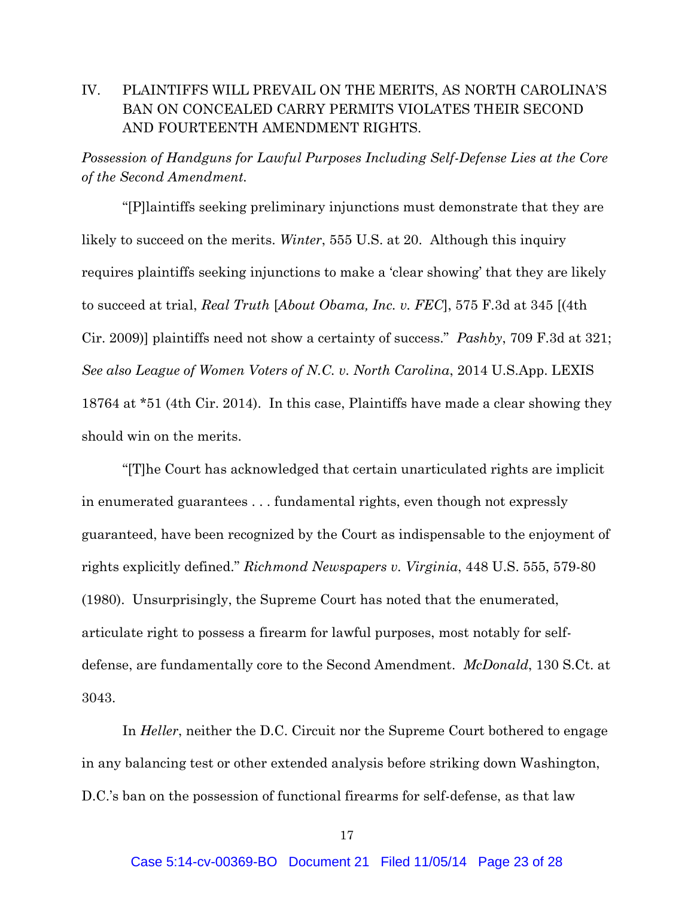## IV. PLAINTIFFS WILL PREVAIL ON THE MERITS, AS NORTH CAROLINA'S BAN ON CONCEALED CARRY PERMITS VIOLATES THEIR SECOND AND FOURTEENTH AMENDMENT RIGHTS.

*Possession of Handguns for Lawful Purposes Including Self-Defense Lies at the Core of the Second Amendment.*

"[P]laintiffs seeking preliminary injunctions must demonstrate that they are likely to succeed on the merits. *Winter*, 555 U.S. at 20. Although this inquiry requires plaintiffs seeking injunctions to make a 'clear showing' that they are likely to succeed at trial, *Real Truth* [*About Obama, Inc. v. FEC*], 575 F.3d at 345 [(4th Cir. 2009)] plaintiffs need not show a certainty of success." *Pashby*, 709 F.3d at 321; *See also League of Women Voters of N.C. v. North Carolina*, 2014 U.S.App. LEXIS 18764 at *51 (4th Cir. 2014). In this case, Plaintiffs have made a clear showing they should win on the merits.

"[T]he Court has acknowledged that certain unarticulated rights are implicit in enumerated guarantees . . . fundamental rights, even though not expressly guaranteed, have been recognized by the Court as indispensable to the enjoyment of rights explicitly defined." *Richmond Newspapers v. Virginia*, 448 U.S. 555, 579-80 (1980). Unsurprisingly, the Supreme Court has noted that the enumerated, articulate right to possess a firearm for lawful purposes, most notably for self-defense, are fundamentally core to the Second Amendment. *McDonald*, 130 S.Ct. at 3043.

In *Heller*, neither the D.C. Circuit nor the Supreme Court bothered to engage in any balancing test or other extended analysis before striking down Washington, D.C.'s ban on the possession of functional firearms for self-defense, as that law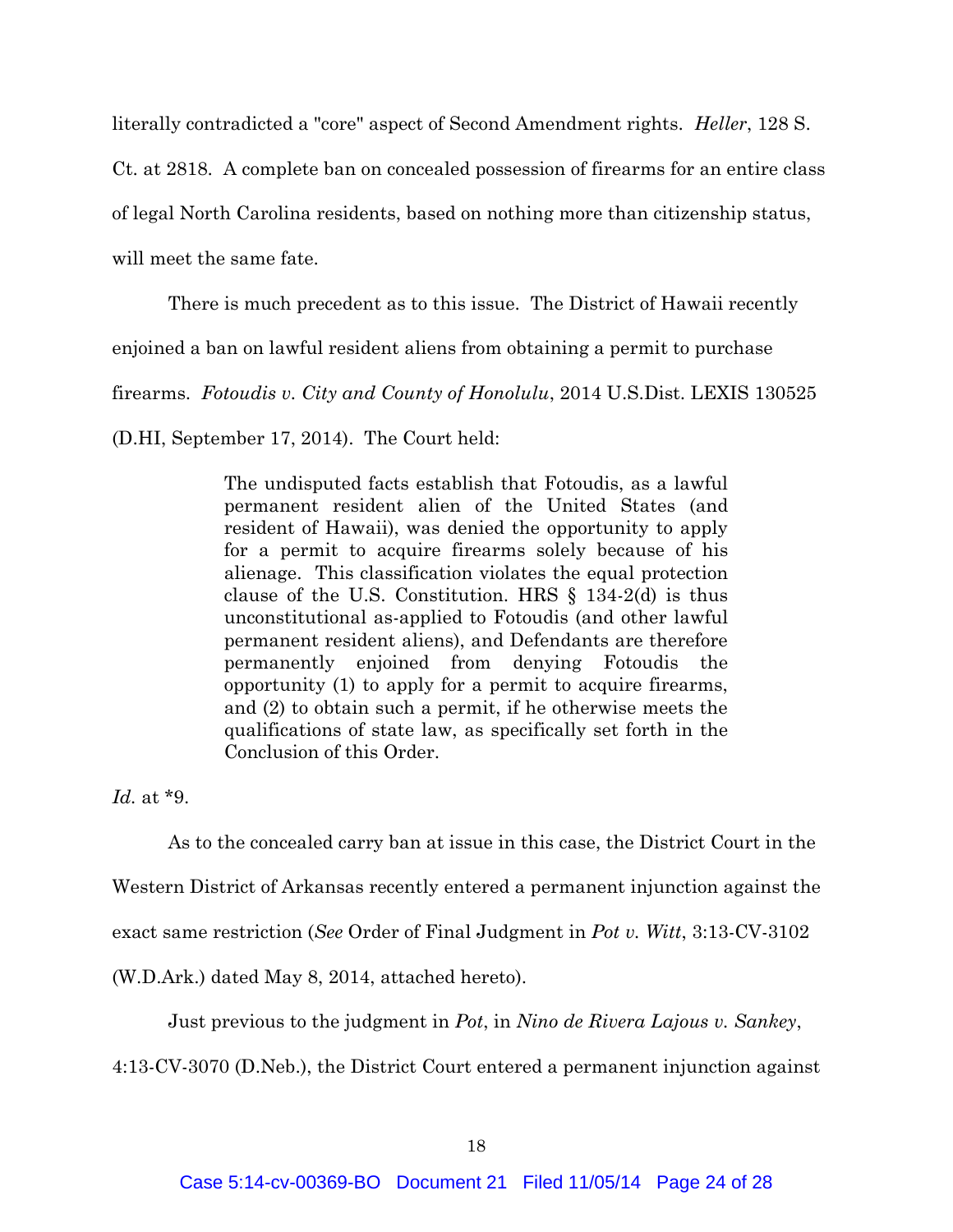literally contradicted a "core" aspect of Second Amendment rights. *Heller*, 128 S. Ct. at 2818. A complete ban on concealed possession of firearms for an entire class of legal North Carolina residents, based on nothing more than citizenship status, will meet the same fate.

There is much precedent as to this issue. The District of Hawaii recently enjoined a ban on lawful resident aliens from obtaining a permit to purchase firearms. *Fotoudis v. City and County of Honolulu*, 2014 U.S.Dist. LEXIS 130525 (D.HI, September 17, 2014). The Court held:

> The undisputed facts establish that Fotoudis, as a lawful permanent resident alien of the United States (and resident of Hawaii), was denied the opportunity to apply for a permit to acquire firearms solely because of his alienage. This classification violates the equal protection clause of the U.S. Constitution. HRS § 134-2(d) is thus unconstitutional as-applied to Fotoudis (and other lawful permanent resident aliens), and Defendants are therefore permanently enjoined from denying Fotoudis the opportunity (1) to apply for a permit to acquire firearms, and (2) to obtain such a permit, if he otherwise meets the qualifications of state law, as specifically set forth in the Conclusion of this Order.

*Id.* at *9.

As to the concealed carry ban at issue in this case, the District Court in the Western District of Arkansas recently entered a permanent injunction against the exact same restriction (*See* Order of Final Judgment in *Pot v. Witt*, 3:13-CV-3102 (W.D.Ark.) dated May 8, 2014, attached hereto).

Just previous to the judgment in *Pot*, in *Nino de Rivera Lajous v. Sankey*, 4:13-CV-3070 (D.Neb.), the District Court entered a permanent injunction against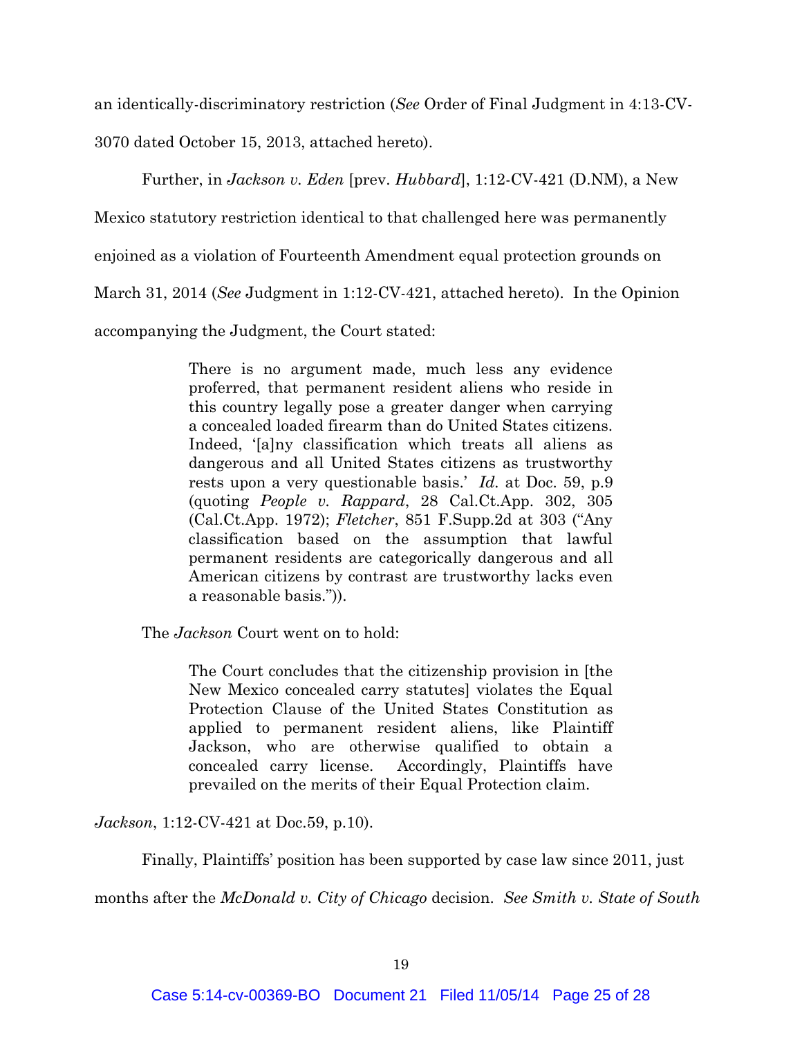an identically-discriminatory restriction (*See* Order of Final Judgment in 4:13-CV-3070 dated October 15, 2013, attached hereto).

Further, in *Jackson v. Eden* [prev. *Hubbard*], 1:12-CV-421 (D.NM), a New Mexico statutory restriction identical to that challenged here was permanently enjoined as a violation of Fourteenth Amendment equal protection grounds on March 31, 2014 (*See* Judgment in 1:12-CV-421, attached hereto). In the Opinion accompanying the Judgment, the Court stated:

> There is no argument made, much less any evidence proferred, that permanent resident aliens who reside in this country legally pose a greater danger when carrying a concealed loaded firearm than do United States citizens. Indeed, '[a]ny classification which treats all aliens as dangerous and all United States citizens as trustworthy rests upon a very questionable basis.' *Id.* at Doc. 59, p.9 (quoting *People v. Rappard*, 28 Cal.Ct.App. 302, 305 (Cal.Ct.App. 1972); *Fletcher*, 851 F.Supp.2d at 303 ("Any classification based on the assumption that lawful permanent residents are categorically dangerous and all American citizens by contrast are trustworthy lacks even a reasonable basis.")).

The *Jackson* Court went on to hold:

> The Court concludes that the citizenship provision in [the New Mexico concealed carry statutes] violates the Equal Protection Clause of the United States Constitution as applied to permanent resident aliens, like Plaintiff Jackson, who are otherwise qualified to obtain a concealed carry license. Accordingly, Plaintiffs have prevailed on the merits of their Equal Protection claim.

*Jackson*, 1:12-CV-421 at Doc.59, p.10).

Finally, Plaintiffs' position has been supported by case law since 2011, just months after the *McDonald v. City of Chicago* decision. *See Smith v. State of South*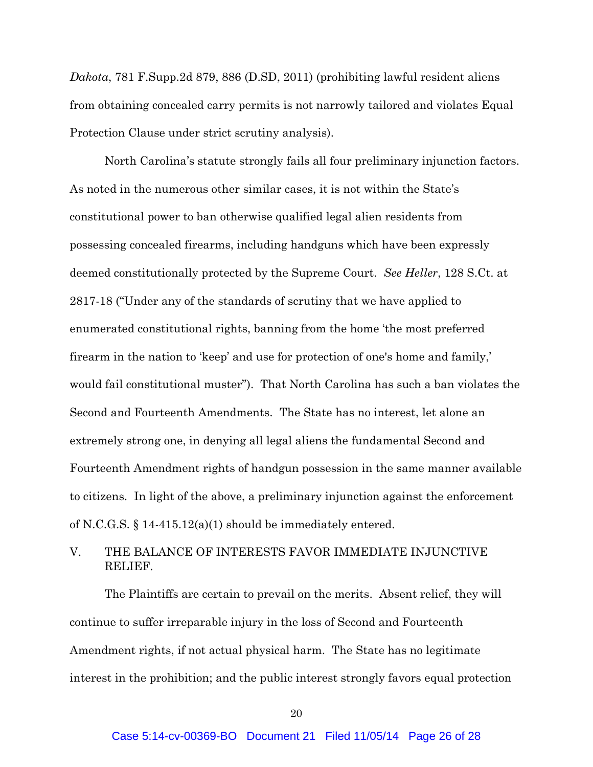*Dakota*, 781 F.Supp.2d 879, 886 (D.SD, 2011) (prohibiting lawful resident aliens from obtaining concealed carry permits is not narrowly tailored and violates Equal Protection Clause under strict scrutiny analysis).

North Carolina's statute strongly fails all four preliminary injunction factors. As noted in the numerous other similar cases, it is not within the State's constitutional power to ban otherwise qualified legal alien residents from possessing concealed firearms, including handguns which have been expressly deemed constitutionally protected by the Supreme Court. *See Heller*, 128 S.Ct. at 2817-18 ("Under any of the standards of scrutiny that we have applied to enumerated constitutional rights, banning from the home 'the most preferred firearm in the nation to 'keep' and use for protection of one's home and family,' would fail constitutional muster"). That North Carolina has such a ban violates the Second and Fourteenth Amendments. The State has no interest, let alone an extremely strong one, in denying all legal aliens the fundamental Second and Fourteenth Amendment rights of handgun possession in the same manner available to citizens. In light of the above, a preliminary injunction against the enforcement of N.C.G.S. § 14-415.12(a)(1) should be immediately entered.

## V. THE BALANCE OF INTERESTS FAVOR IMMEDIATE INJUNCTIVE RELIEF.

The Plaintiffs are certain to prevail on the merits. Absent relief, they will continue to suffer irreparable injury in the loss of Second and Fourteenth Amendment rights, if not actual physical harm. The State has no legitimate interest in the prohibition; and the public interest strongly favors equal protection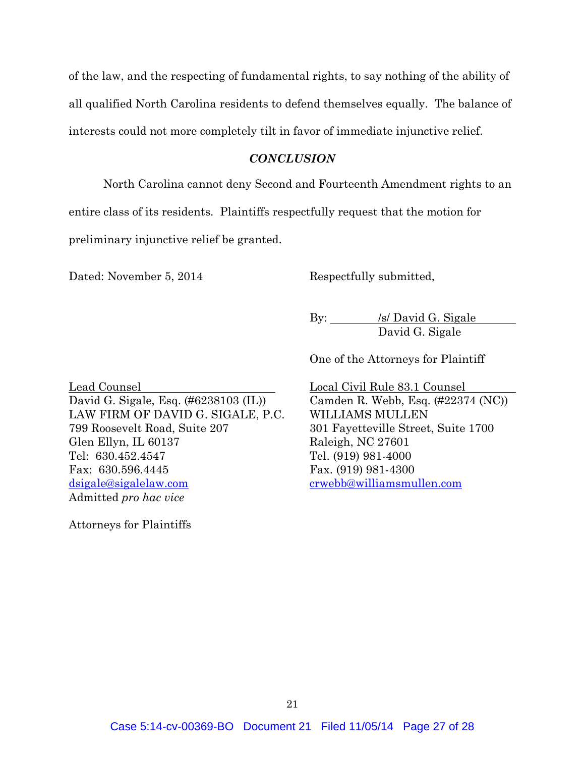of the law, and the respecting of fundamental rights, to say nothing of the ability of all qualified North Carolina residents to defend themselves equally. The balance of interests could not more completely tilt in favor of immediate injunctive relief.

## *CONCLUSION*

North Carolina cannot deny Second and Fourteenth Amendment rights to an entire class of its residents. Plaintiffs respectfully request that the motion for preliminary injunctive relief be granted.

Dated: November 5, 2014

Respectfully submitted,

By: /s/ David G. Sigale
David G. Sigale

One of the Attorneys for Plaintiff

Lead Counsel
David G. Sigale, Esq. (#6238103 (IL))
LAW FIRM OF DAVID G. SIGALE, P.C.
799 Roosevelt Road, Suite 207
Glen Ellyn, IL 60137
Tel: 630.452.4547
Fax: 630.596.4445
dsigale@sigalelaw.com
Admitted *pro hac vice*

Local Civil Rule 83.1 Counsel
Camden R. Webb, Esq. (#22374 (NC))
WILLIAMS MULLEN
301 Fayetteville Street, Suite 1700
Raleigh, NC 27601
Tel. (919) 981-4000
Fax. (919) 981-4300
crwebb@williamsmullen.com

Attorneys for Plaintiffs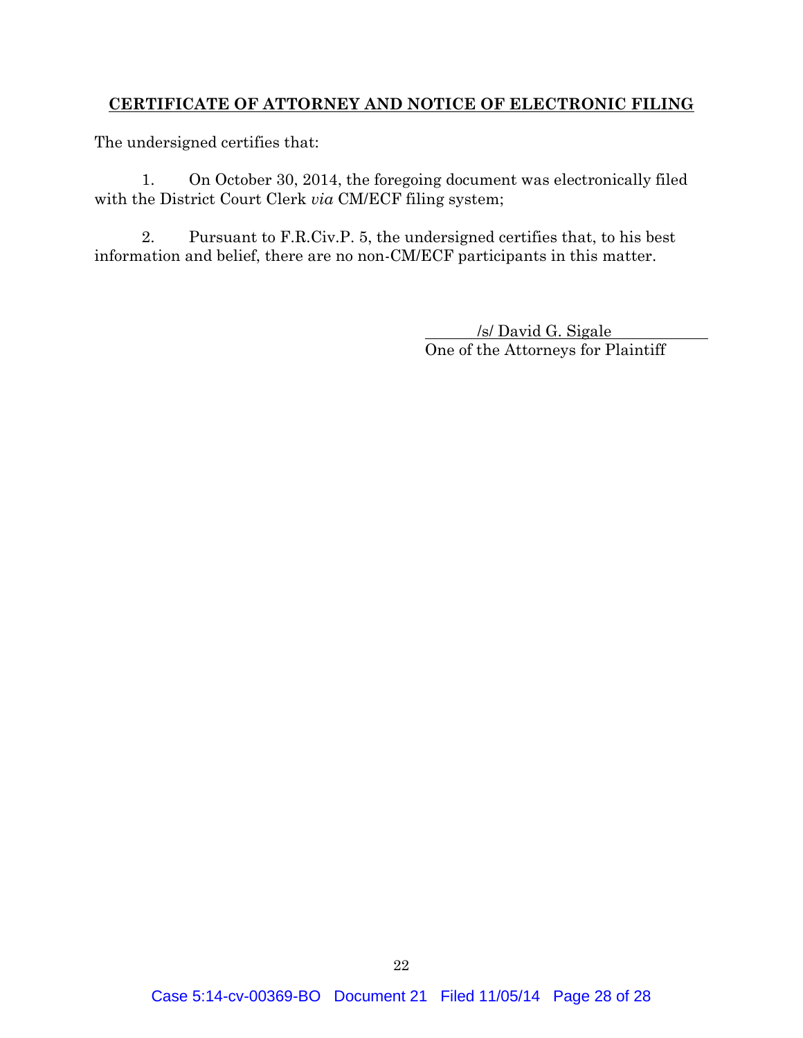**<u>CERTIFICATE OF ATTORNEY AND NOTICE OF ELECTRONIC FILING</u>**

The undersigned certifies that:

1. On October 30, 2014, the foregoing document was electronically filed with the District Court Clerk *via* CM/ECF filing system;

2. Pursuant to F.R.Civ.P. 5, the undersigned certifies that, to his best information and belief, there are no non-CM/ECF participants in this matter.

/s/ David G. Sigale
One of the Attorneys for Plaintiff